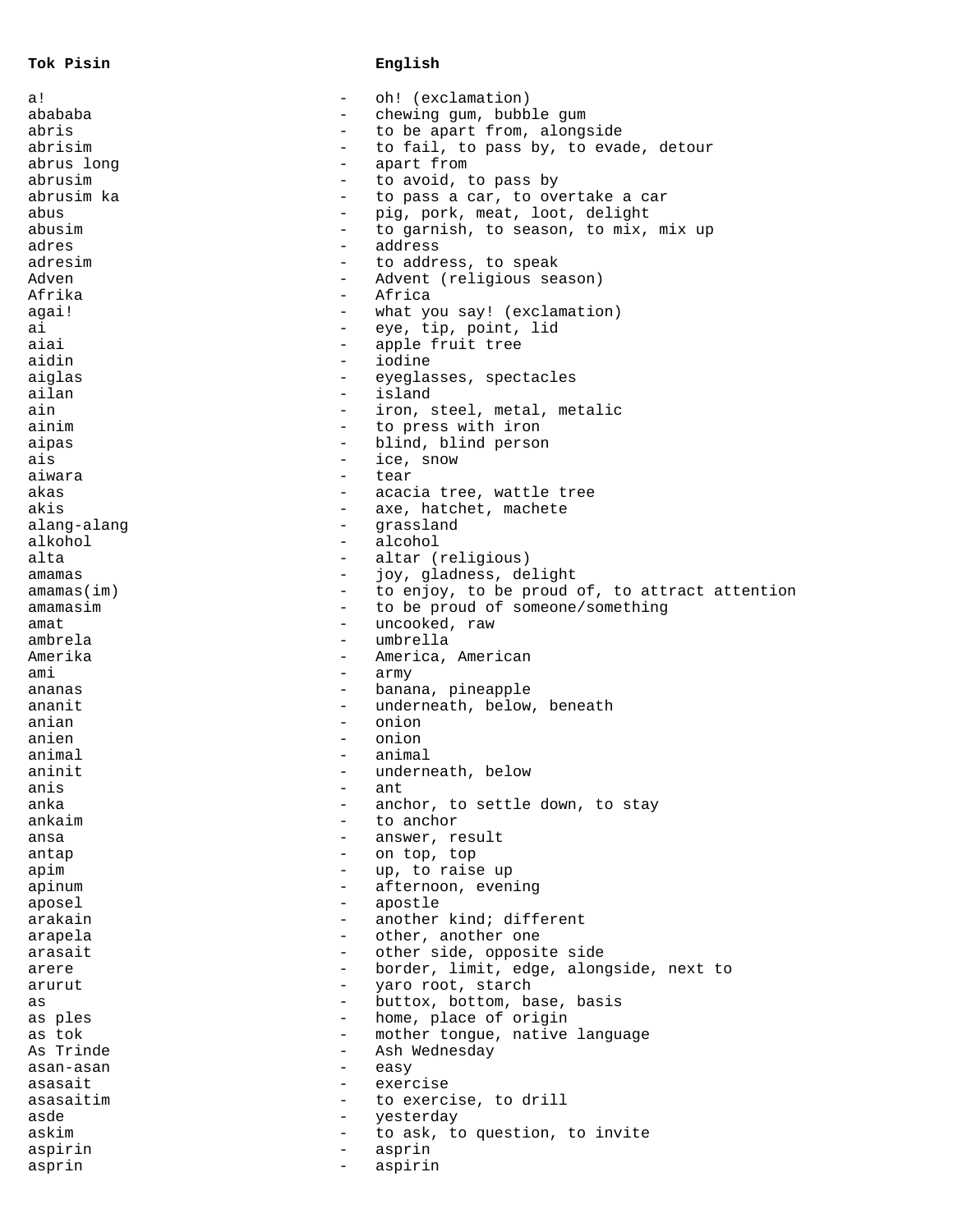| **Tok Pisin** | | **English** |
| --- | --- | --- |
| a! | - | oh! (exclamation) |
| ababababa | - | chewing gum, bubble gum |
| abris | - | to be apart from, alongside |
| abrisim | - | to fail, to pass by, to evade, detour |
| abrus long | - | apart from |
| abrusim | - | to avoid, to pass by |
| abrusim ka | - | to pass a car, to overtake a car |
| abus | - | pig, pork, meat, loot, delight |
| abusim | - | to garnish, to season, to mix, mix up |
| adres | - | address |
| adresim | - | to address, to speak |
| Adven | - | Advent (religious season) |
| Afrika | - | Africa |
| agai! | - | what you say! (exclamation) |
| ai | - | eye, tip, point, lid |
| aiai | - | apple fruit tree |
| aidin | - | iodine |
| aiglas | - | eyeglasses, spectacles |
| ailan | - | island |
| ain | - | iron, steel, metal, metalic |
| ainim | - | to press with iron |
| aipas | - | blind, blind person |
| ais | - | ice, snow |
| aiwara | - | tear |
| akas | - | acacia tree, wattle tree |
| akis | - | axe, hatchet, machete |
| alang-alang | - | grassland |
| alkohol | - | alcohol |
| alta | - | altar (religious) |
| amamas | - | joy, gladness, delight |
| amamas(im) | - | to enjoy, to be proud of, to attract attention |
| amamasim | - | to be proud of someone/something |
| amat | - | uncooked, raw |
| ambrela | - | umbrella |
| Amerika | - | America, American |
| ami | - | army |
| ananas | - | banana, pineapple |
| ananit | - | underneath, below, beneath |
| anian | - | onion |
| anien | - | onion |
| animal | - | animal |
| aninit | - | underneath, below |
| anis | - | ant |
| anka | - | anchor, to settle down, to stay |
| ankaim | - | to anchor |
| ansa | - | answer, result |
| antap | - | on top, top |
| apim | - | up, to raise up |
| apinum | - | afternoon, evening |
| aposel | - | apostle |
| arakain | - | another kind; different |
| arapela | - | other, another one |
| arasait | - | other side, opposite side |
| arere | - | border, limit, edge, alongside, next to |
| arurut | - | yaro root, starch |
| as | - | buttox, bottom, base, basis |
| as ples | - | home, place of origin |
| as tok | - | mother tongue, native language |
| As Trinde | - | Ash Wednesday |
| asan-asan | - | easy |
| asasait | - | exercise |
| asasaitim | - | to exercise, to drill |
| asde | - | yesterday |
| askim | - | to ask, to question, to invite |
| aspirin | - | asprin |
| asprin | - | aspirin |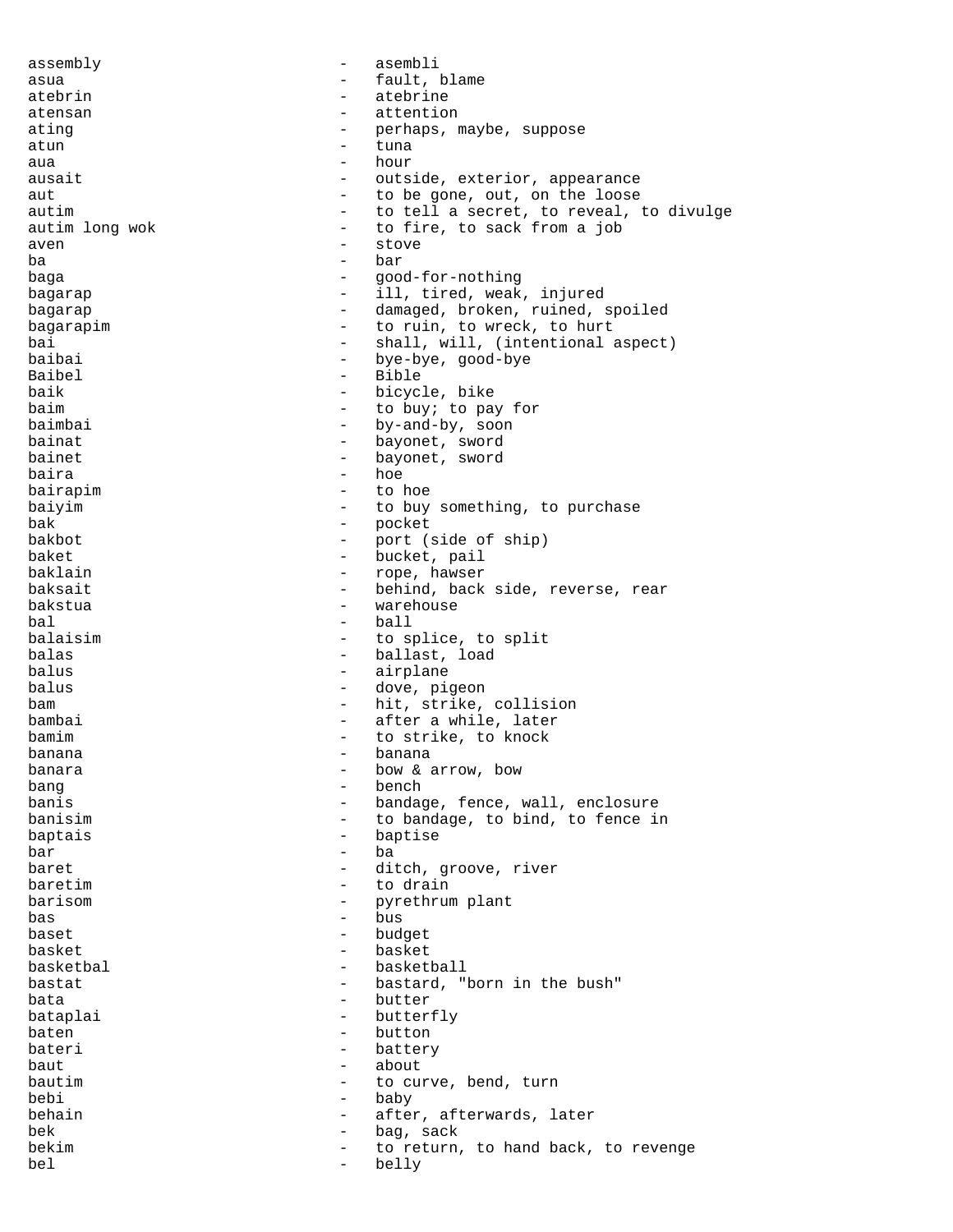assembly - asembli
asua - fault, blame
atebrin - atebrine
atensan - attention
ating - perhaps, maybe, suppose
atun - tuna
aua - hour
ausait - outside, exterior, appearance
aut - to be gone, out, on the loose
autim - to tell a secret, to reveal, to divulge
autim long wok - to fire, to sack from a job
aven - stove
ba - bar
baga - good-for-nothing
bagarap - ill, tired, weak, injured
bagarap - damaged, broken, ruined, spoiled
bagarapim - to ruin, to wreck, to hurt
bai - shall, will, (intentional aspect)
baibai - bye-bye, good-bye
Baibel - Bible
baik - bicycle, bike
baim - to buy; to pay for
baimbai - by-and-by, soon
bainat - bayonet, sword
bainet - bayonet, sword
baira - hoe
bairapim - to hoe
baiyim - to buy something, to purchase
bak - pocket
bakbot - port (side of ship)
baket - bucket, pail
baklain - rope, hawser
baksait - behind, back side, reverse, rear
bakstua - warehouse
bal - ball
balaisim - to splice, to split
balas - ballast, load
balus - airplane
balus - dove, pigeon
bam - hit, strike, collision
bambai - after a while, later
bamim - to strike, to knock
banana - banana
banara - bow & arrow, bow
bang - bench
banis - bandage, fence, wall, enclosure
banisim - to bandage, to bind, to fence in
baptais - baptise
bar - ba
baret - ditch, groove, river
baretim - to drain
barisom - pyrethrum plant
bas - bus
baset - budget
basket - basket
basketbal - basketball
bastat - bastard, "born in the bush"
bata - butter
bataplai - butterfly
baten - button
bateri - battery
baut - about
bautim - to curve, bend, turn
bebi - baby
behain - after, afterwards, later
bek - bag, sack
bekim - to return, to hand back, to revenge
bel - belly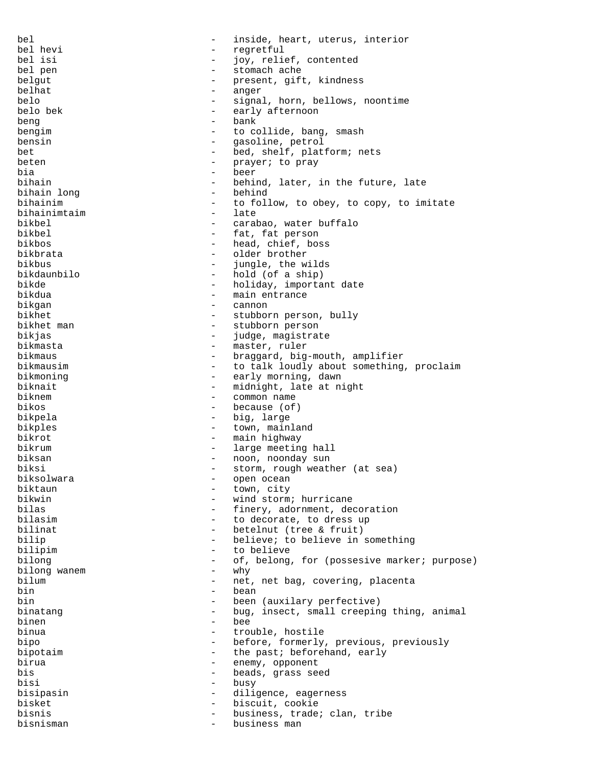bel - inside, heart, uterus, interior
bel hevi - regretful
bel isi - joy, relief, contented
bel pen - stomach ache
belgut - present, gift, kindness
belhat - anger
belo - signal, horn, bellows, noontime
belo bek - early afternoon
beng - bank
bengim - to collide, bang, smash
bensin - gasoline, petrol
bet - bed, shelf, platform; nets
beten - prayer; to pray
bia - beer
bihain - behind, later, in the future, late
bihain long - behind
bihainim - to follow, to obey, to copy, to imitate
bihainimtaim - late
bikbel - carabao, water buffalo
bikbel - fat, fat person
bikbos - head, chief, boss
bikbrata - older brother
bikbus - jungle, the wilds
bikdaunbilo - hold (of a ship)
bikde - holiday, important date
bikdua - main entrance
bikgan - cannon
bikhet - stubborn person, bully
bikhet man - stubborn person
bikjas - judge, magistrate
bikmasta - master, ruler
bikmaus - braggard, big-mouth, amplifier
bikmausim - to talk loudly about something, proclaim
bikmoning - early morning, dawn
biknait - midnight, late at night
biknem - common name
bikos - because (of)
bikpela - big, large
bikples - town, mainland
bikrot - main highway
bikrum - large meeting hall
biksan - noon, noonday sun
biksi - storm, rough weather (at sea)
biksolwara - open ocean
biktaun - town, city
bikwin - wind storm; hurricane
bilas - finery, adornment, decoration
bilasim - to decorate, to dress up
bilinat - betelnut (tree & fruit)
bilip - believe; to believe in something
bilipim - to believe
bilong - of, belong, for (possesive marker; purpose)
bilong wanem - why
bilum - net, net bag, covering, placenta
bin - bean
bin - been (auxilary perfective)
binatang - bug, insect, small creeping thing, animal
binen - bee
binua - trouble, hostile
bipo - before, formerly, previous, previously
bipotaim - the past; beforehand, early
birua - enemy, opponent
bis - beads, grass seed
bisi - busy
bisipasin - diligence, eagerness
bisket - biscuit, cookie
bisnis - business, trade; clan, tribe
bisnisman - business man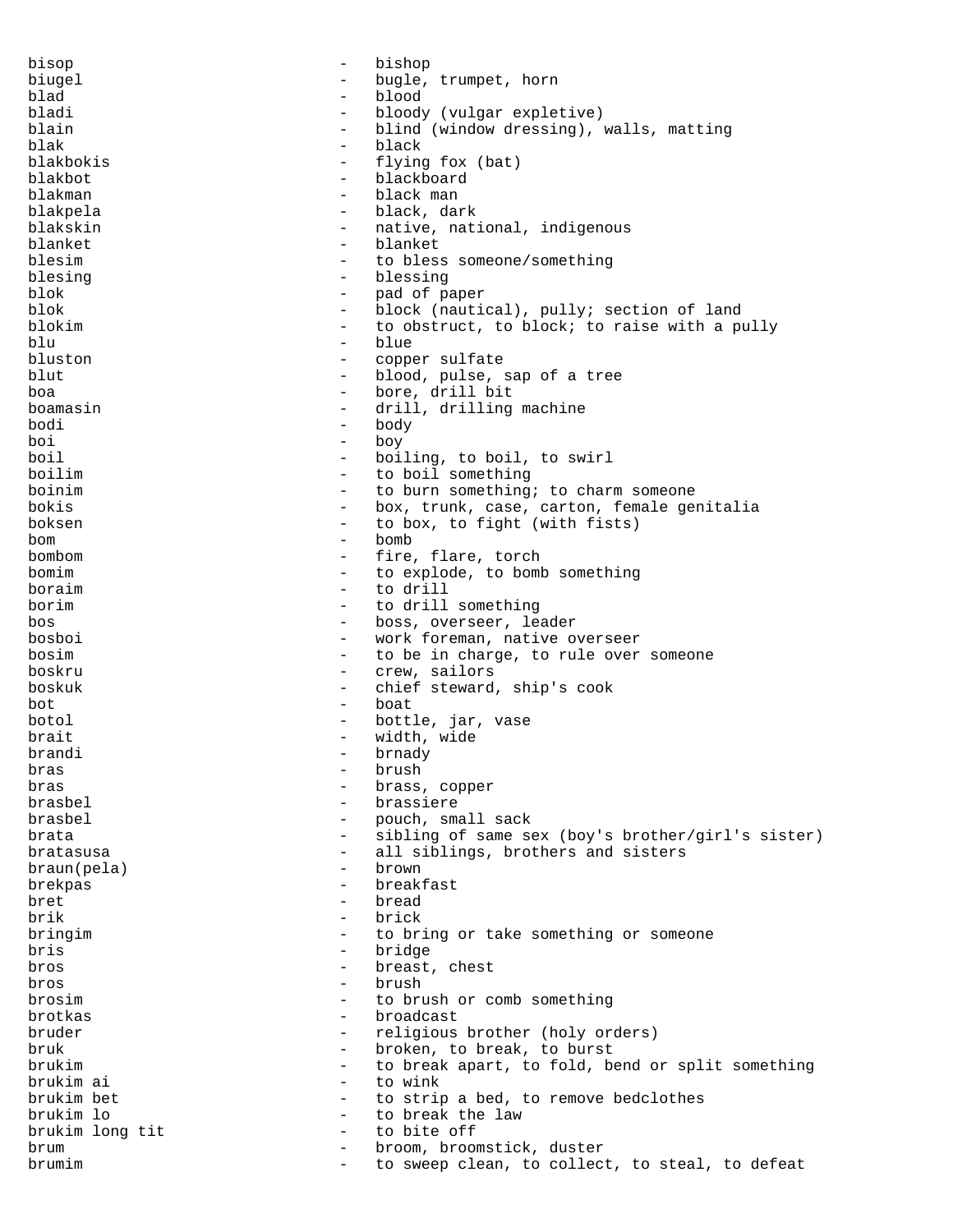bisop - bishop
biugel - bugle, trumpet, horn
blad - blood
bladi - bloody (vulgar expletive)
blain - blind (window dressing), walls, matting
blak - black
blakbokis - flying fox (bat)
blakbot - blackboard
blakman - black man
blakpela - black, dark
blakskin - native, national, indigenous
blanket - blanket
blesim - to bless someone/something
blesing - blessing
blok - pad of paper
blok - block (nautical), pully; section of land
blokim - to obstruct, to block; to raise with a pully
blu - blue
bluston - copper sulfate
blut - blood, pulse, sap of a tree
boa - bore, drill bit
boamasin - drill, drilling machine
bodi - body
boi - boy
boil - boiling, to boil, to swirl
boilim - to boil something
boinim - to burn something; to charm someone
bokis - box, trunk, case, carton, female genitalia
boksen - to box, to fight (with fists)
bom - bomb
bombom - fire, flare, torch
bomim - to explode, to bomb something
boraim - to drill
borim - to drill something
bos - boss, overseer, leader
bosboi - work foreman, native overseer
bosim - to be in charge, to rule over someone
boskru - crew, sailors
boskuk - chief steward, ship's cook
bot - boat
botol - bottle, jar, vase
brait - width, wide
brandi - brnady
bras - brush
bras - brass, copper
brasbel - brassiere
brasbel - pouch, small sack
brata - sibling of same sex (boy's brother/girl's sister)
bratasusa - all siblings, brothers and sisters
braun(pela) - brown
brekpas - breakfast
bret - bread
brik - brick
bringim - to bring or take something or someone
bris - bridge
bros - breast, chest
bros - brush
brosim - to brush or comb something
brotkas - broadcast
bruder - religious brother (holy orders)
bruk - broken, to break, to burst
brukim - to break apart, to fold, bend or split something
brukim ai - to wink
brukim bet - to strip a bed, to remove bedclothes
brukim lo - to break the law
brukim long tit - to bite off
brum - broom, broomstick, duster
brumim - to sweep clean, to collect, to steal, to defeat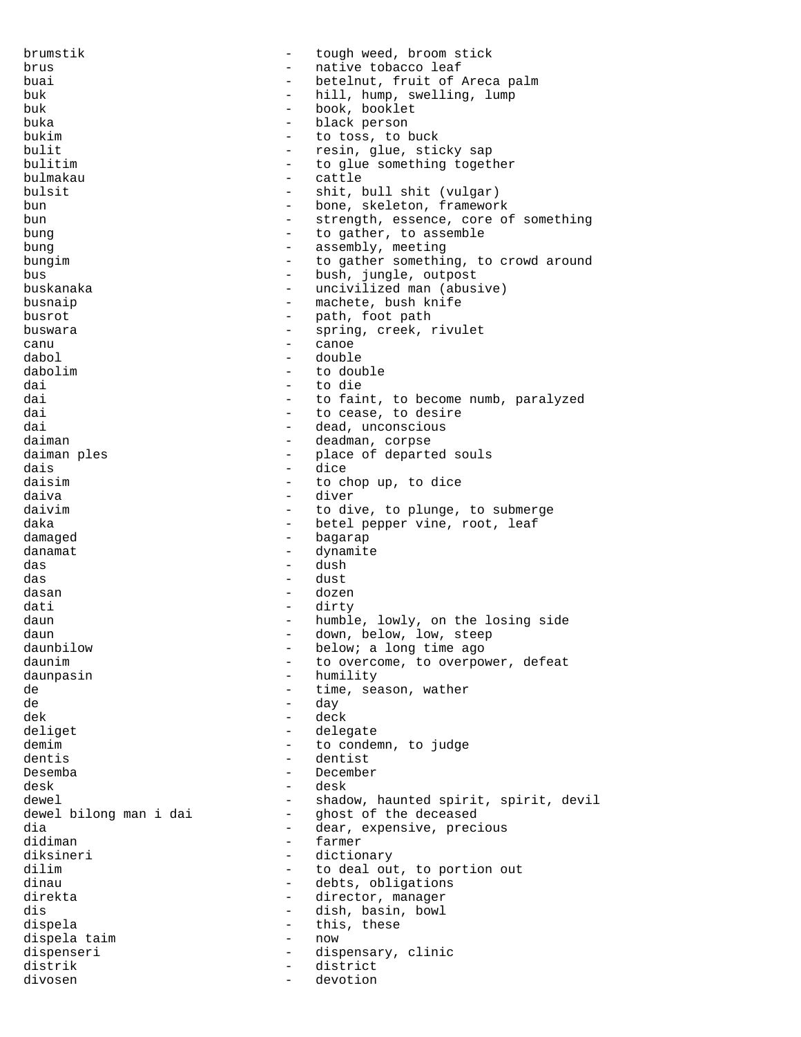brumstik - tough weed, broom stick
brus - native tobacco leaf
buai - betelnut, fruit of Areca palm
buk - hill, hump, swelling, lump
buk - book, booklet
buka - black person
bukim - to toss, to buck
bulit - resin, glue, sticky sap
bulitim - to glue something together
bulmakau - cattle
bulsit - shit, bull shit (vulgar)
bun - bone, skeleton, framework
bun - strength, essence, core of something
bung - to gather, to assemble
bung - assembly, meeting
bungim - to gather something, to crowd around
bus - bush, jungle, outpost
buskanaka - uncivilized man (abusive)
busnaip - machete, bush knife
busrot - path, foot path
buswara - spring, creek, rivulet
canu - canoe
dabol - double
dabolim - to double
dai - to die
dai - to faint, to become numb, paralyzed
dai - to cease, to desire
dai - dead, unconscious
daiman - deadman, corpse
daiman ples - place of departed souls
dais - dice
daisim - to chop up, to dice
daiva - diver
daivim - to dive, to plunge, to submerge
daka - betel pepper vine, root, leaf
damaged - bagarap
danamat - dynamite
das - dush
das - dust
dasan - dozen
dati - dirty
daun - humble, lowly, on the losing side
daun - down, below, low, steep
daunbilow - below; a long time ago
daunim - to overcome, to overpower, defeat
daunpasin - humility
de - time, season, wather
de - day
dek - deck
deliget - delegate
demim - to condemn, to judge
dentis - dentist
Desemba - December
desk - desk
dewel - shadow, haunted spirit, spirit, devil
dewel bilong man i dai - ghost of the deceased
dia - dear, expensive, precious
didiman - farmer
diksineri - dictionary
dilim - to deal out, to portion out
dinau - debts, obligations
direkta - director, manager
dis - dish, basin, bowl
dispela - this, these
dispela taim - now
dispenseri - dispensary, clinic
distrik - district
divosen - devotion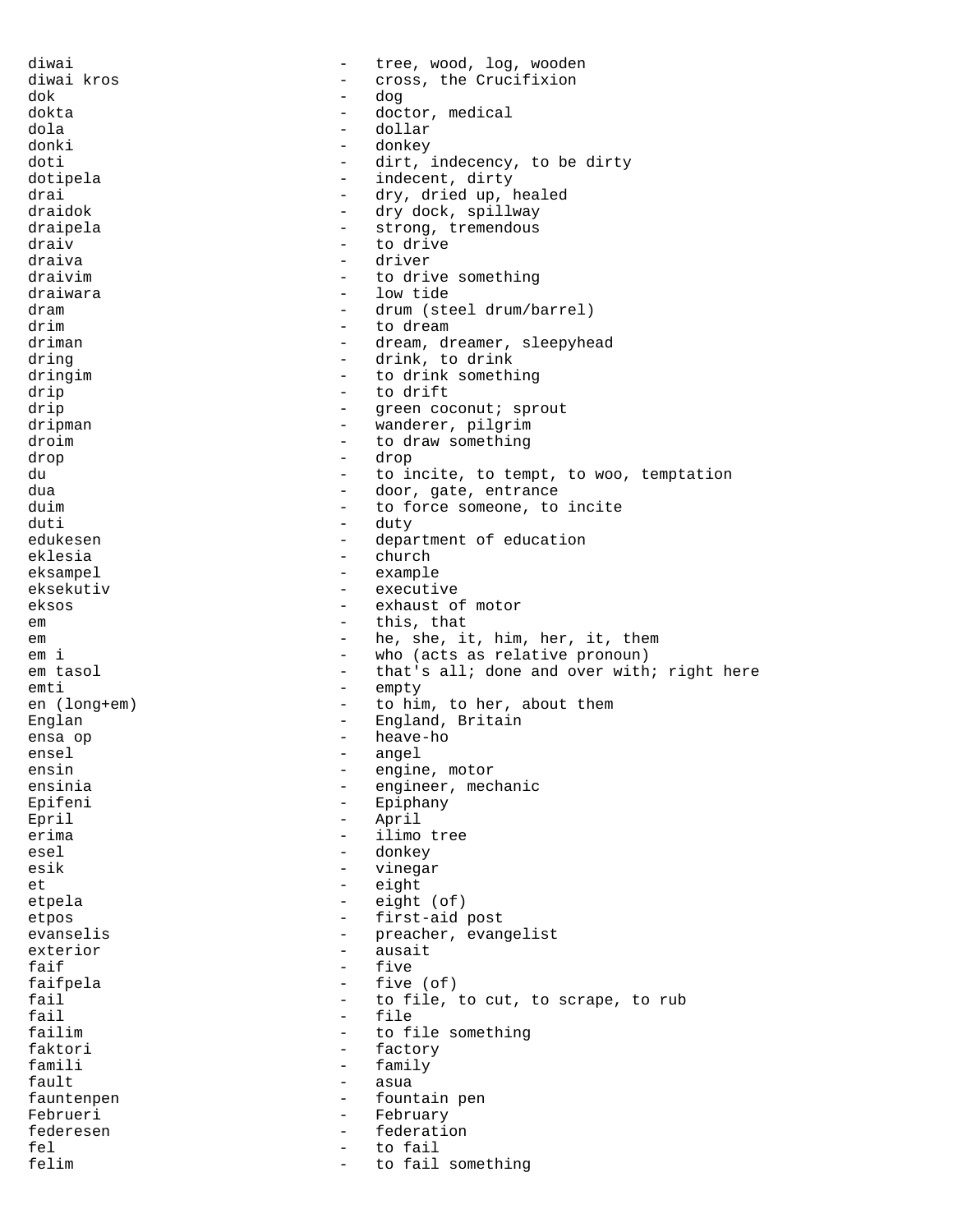```
diwai                       -   tree, wood, log, wooden
diwai kros                  -   cross, the Crucifixion
dok                         -   dog
dokta                       -   doctor, medical
dola                        -   dollar
donki                       -   donkey
doti                        -   dirt, indecency, to be dirty
dotipela                    -   indecent, dirty
drai                        -   dry, dried up, healed
draidok                     -   dry dock, spillway
draipela                    -   strong, tremendous
draiv                       -   to drive
draiva                      -   driver
draivim                     -   to drive something
draiwara                    -   low tide
dram                        -   drum (steel drum/barrel)
drim                        -   to dream
driman                      -   dream, dreamer, sleepyhead
dring                       -   drink, to drink
dringim                     -   to drink something
drip                        -   to drift
drip                        -   green coconut; sprout
dripman                     -   wanderer, pilgrim
droim                       -   to draw something
drop                        -   drop
du                          -   to incite, to tempt, to woo, temptation
dua                         -   door, gate, entrance
duim                        -   to force someone, to incite
duti                        -   duty
edukesen                    -   department of education
eklesia                     -   church
eksampel                    -   example
eksekutiv                   -   executive
eksos                       -   exhaust of motor
em                          -   this, that
em                          -   he, she, it, him, her, it, them
em i                        -   who (acts as relative pronoun)
em tasol                    -   that's all; done and over with; right here
emti                        -   empty
en (long+em)                -   to him, to her, about them
Englan                      -   England, Britain
ensa op                     -   heave-ho
ensel                       -   angel
ensin                       -   engine, motor
ensinia                     -   engineer, mechanic
Epifeni                     -   Epiphany
Epril                       -   April
erima                       -   ilimo tree
esel                        -   donkey
esik                        -   vinegar
et                          -   eight
etpela                      -   eight (of)
etpos                       -   first-aid post
evanselis                   -   preacher, evangelist
exterior                    -   ausait
faif                        -   five
faifpela                    -   five (of)
fail                        -   to file, to cut, to scrape, to rub
fail                        -   file
failim                      -   to file something
faktori                     -   factory
famili                      -   family
fault                       -   asua
fauntenpen                  -   fountain pen
Februeri                    -   February
federesen                   -   federation
fel                         -   to fail
felim                       -   to fail something
```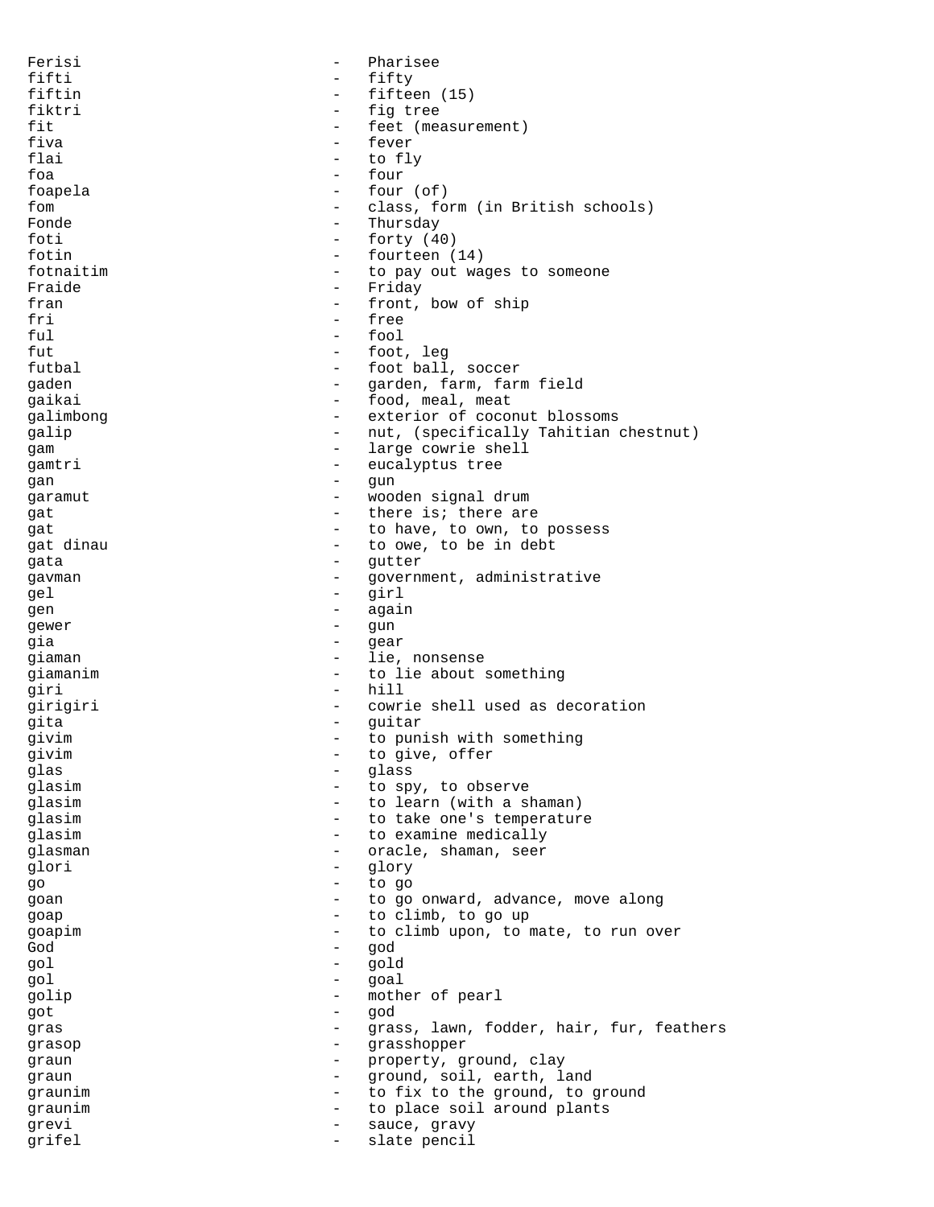Ferisi - Pharisee
fifti - fifty
fiftin - fifteen (15)
fiktri - fig tree
fit - feet (measurement)
fiva - fever
flai - to fly
foa - four
foapela - four (of)
fom - class, form (in British schools)
Fonde - Thursday
foti - forty (40)
fotin - fourteen (14)
fotnaitim - to pay out wages to someone
Fraide - Friday
fran - front, bow of ship
fri - free
ful - fool
fut - foot, leg
futbal - foot ball, soccer
gaden - garden, farm, farm field
gaikai - food, meal, meat
galimbong - exterior of coconut blossoms
galip - nut, (specifically Tahitian chestnut)
gam - large cowrie shell
gamtri - eucalyptus tree
gan - gun
garamut - wooden signal drum
gat - there is; there are
gat - to have, to own, to possess
gat dinau - to owe, to be in debt
gata - gutter
gavman - government, administrative
gel - girl
gen - again
gewer - gun
gia - gear
giaman - lie, nonsense
giamanim - to lie about something
giri - hill
girigiri - cowrie shell used as decoration
gita - guitar
givim - to punish with something
givim - to give, offer
glas - glass
glasim - to spy, to observe
glasim - to learn (with a shaman)
glasim - to take one's temperature
glasim - to examine medically
glasman - oracle, shaman, seer
glori - glory
go - to go
goan - to go onward, advance, move along
goap - to climb, to go up
goapim - to climb upon, to mate, to run over
God - god
gol - gold
gol - goal
golip - mother of pearl
got - god
gras - grass, lawn, fodder, hair, fur, feathers
grasop - grasshopper
graun - property, ground, clay
graun - ground, soil, earth, land
graunim - to fix to the ground, to ground
graunim - to place soil around plants
grevi - sauce, gravy
grifel - slate pencil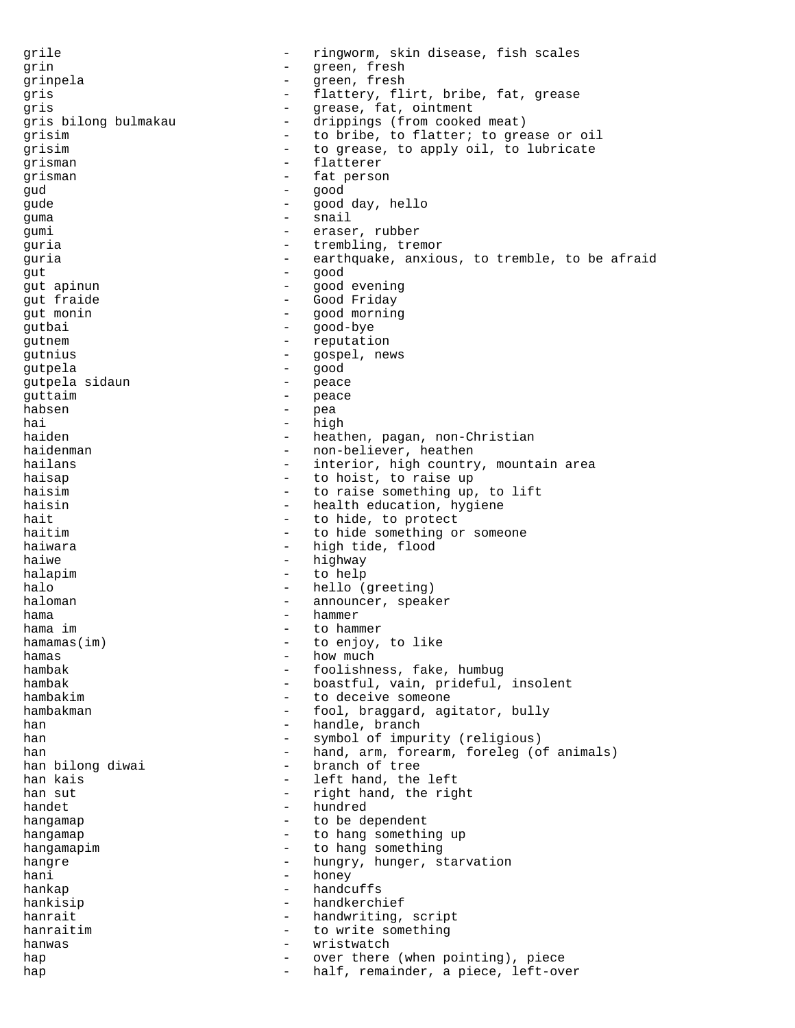grile - ringworm, skin disease, fish scales
grin - green, fresh
grinpela - green, fresh
gris - flattery, flirt, bribe, fat, grease
gris - grease, fat, ointment
gris bilong bulmakau - drippings (from cooked meat)
grisim - to bribe, to flatter; to grease or oil
grisim - to grease, to apply oil, to lubricate
grisman - flatterer
grisman - fat person
gud - good
gude - good day, hello
guma - snail
gumi - eraser, rubber
guria - trembling, tremor
guria - earthquake, anxious, to tremble, to be afraid
gut - good
gut apinun - good evening
gut fraide - Good Friday
gut monin - good morning
gutbai - good-bye
gutnem - reputation
gutnius - gospel, news
gutpela - good
gutpela sidaun - peace
guttaim - peace
habsen - pea
hai - high
haiden - heathen, pagan, non-Christian
haidenman - non-believer, heathen
hailans - interior, high country, mountain area
haisap - to hoist, to raise up
haisim - to raise something up, to lift
haisin - health education, hygiene
hait - to hide, to protect
haitim - to hide something or someone
haiwara - high tide, flood
haiwe - highway
halapim - to help
halo - hello (greeting)
haloman - announcer, speaker
hama - hammer
hama im - to hammer
hamamas(im) - to enjoy, to like
hamas - how much
hambak - foolishness, fake, humbug
hambak - boastful, vain, prideful, insolent
hambakim - to deceive someone
hambakman - fool, braggard, agitator, bully
han - handle, branch
han - symbol of impurity (religious)
han - hand, arm, forearm, foreleg (of animals)
han bilong diwai - branch of tree
han kais - left hand, the left
han sut - right hand, the right
handet - hundred
hangamap - to be dependent
hangamap - to hang something up
hangamapim - to hang something
hangre - hungry, hunger, starvation
hani - honey
hankap - handcuffs
hankisip - handkerchief
hanrait - handwriting, script
hanraitim - to write something
hanwas - wristwatch
hap - over there (when pointing), piece
hap - half, remainder, a piece, left-over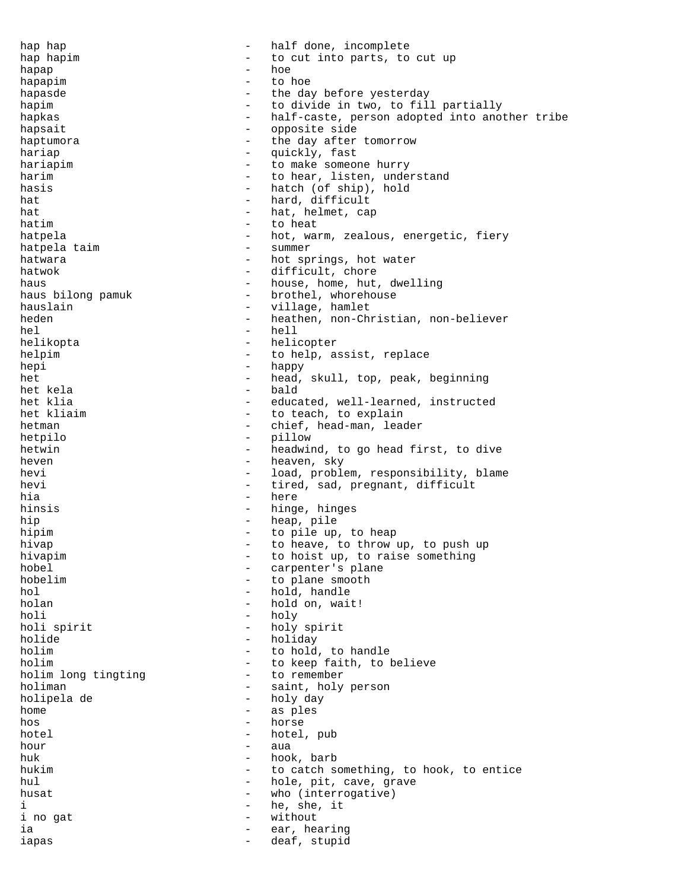hap hap - half done, incomplete
hap hapim - to cut into parts, to cut up
hapap - hoe
hapapim - to hoe
hapasde - the day before yesterday
hapim - to divide in two, to fill partially
hapkas - half-caste, person adopted into another tribe
hapsait - opposite side
haptumora - the day after tomorrow
hariap - quickly, fast
hariapim - to make someone hurry
harim - to hear, listen, understand
hasis - hatch (of ship), hold
hat - hard, difficult
hat - hat, helmet, cap
hatim - to heat
hatpela - hot, warm, zealous, energetic, fiery
hatpela taim - summer
hatwara - hot springs, hot water
hatwok - difficult, chore
haus - house, home, hut, dwelling
haus bilong pamuk - brothel, whorehouse
hauslain - village, hamlet
heden - heathen, non-Christian, non-believer
hel - hell
helikopta - helicopter
helpim - to help, assist, replace
hepi - happy
het - head, skull, top, peak, beginning
het kela - bald
het klia - educated, well-learned, instructed
het kliaim - to teach, to explain
hetman - chief, head-man, leader
hetpilo - pillow
hetwin - headwind, to go head first, to dive
heven - heaven, sky
hevi - load, problem, responsibility, blame
hevi - tired, sad, pregnant, difficult
hia - here
hinsis - hinge, hinges
hip - heap, pile
hipim - to pile up, to heap
hivap - to heave, to throw up, to push up
hivapim - to hoist up, to raise something
hobel - carpenter's plane
hobelim - to plane smooth
hol - hold, handle
holan - hold on, wait!
holi - holy
holi spirit - holy spirit
holide - holiday
holim - to hold, to handle
holim - to keep faith, to believe
holim long tingting - to remember
holiman - saint, holy person
holipela de - holy day
home - as ples
hos - horse
hotel - hotel, pub
hour - aua
huk - hook, barb
hukim - to catch something, to hook, to entice
hul - hole, pit, cave, grave
husat - who (interrogative)
i - he, she, it
i no gat - without
ia - ear, hearing
iapas - deaf, stupid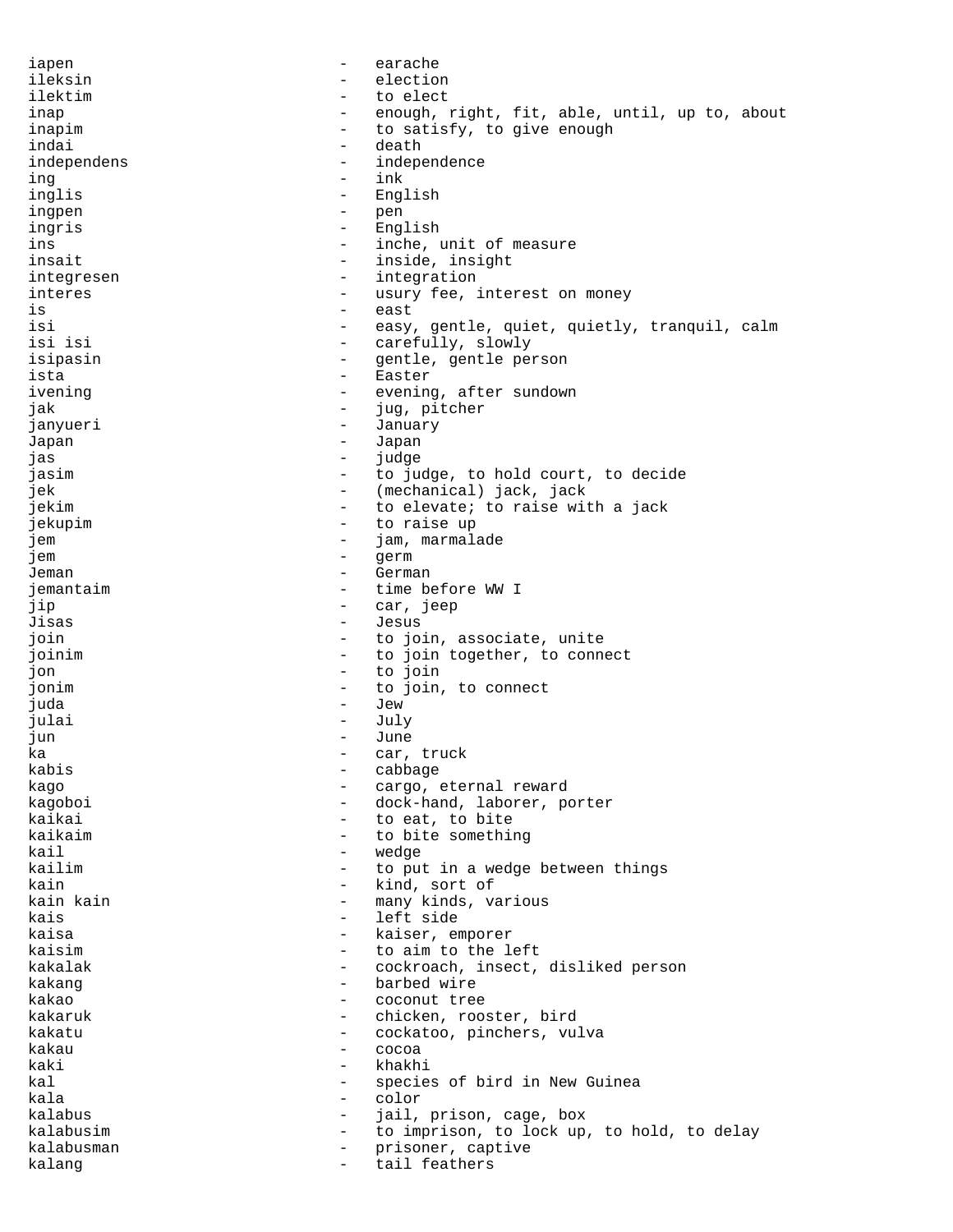iapen - earache
ileksin - election
ilektim - to elect
inap - enough, right, fit, able, until, up to, about
inapim - to satisfy, to give enough
indai - death
independens - independence
ing - ink
inglis - English
ingpen - pen
ingris - English
ins - inche, unit of measure
insait - inside, insight
integresen - integration
interes - usury fee, interest on money
is - east
isi - easy, gentle, quiet, quietly, tranquil, calm
isi isi - carefully, slowly
isipasin - gentle, gentle person
ista - Easter
ivening - evening, after sundown
jak - jug, pitcher
janyueri - January
Japan - Japan
jas - judge
jasim - to judge, to hold court, to decide
jek - (mechanical) jack, jack
jekim - to elevate; to raise with a jack
jekupim - to raise up
jem - jam, marmalade
jem - germ
Jeman - German
jemantaim - time before WW I
jip - car, jeep
Jisas - Jesus
join - to join, associate, unite
joinim - to join together, to connect
jon - to join
jonim - to join, to connect
juda - Jew
julai - July
jun - June
ka - car, truck
kabis - cabbage
kago - cargo, eternal reward
kagoboi - dock-hand, laborer, porter
kaikai - to eat, to bite
kaikaim - to bite something
kail - wedge
kailim - to put in a wedge between things
kain - kind, sort of
kain kain - many kinds, various
kais - left side
kaisa - kaiser, emporer
kaisim - to aim to the left
kakalak - cockroach, insect, disliked person
kakang - barbed wire
kakao - coconut tree
kakaruk - chicken, rooster, bird
kakatu - cockatoo, pinchers, vulva
kakau - cocoa
kaki - khakhi
kal - species of bird in New Guinea
kala - color
kalabus - jail, prison, cage, box
kalabusim - to imprison, to lock up, to hold, to delay
kalabusman - prisoner, captive
kalang - tail feathers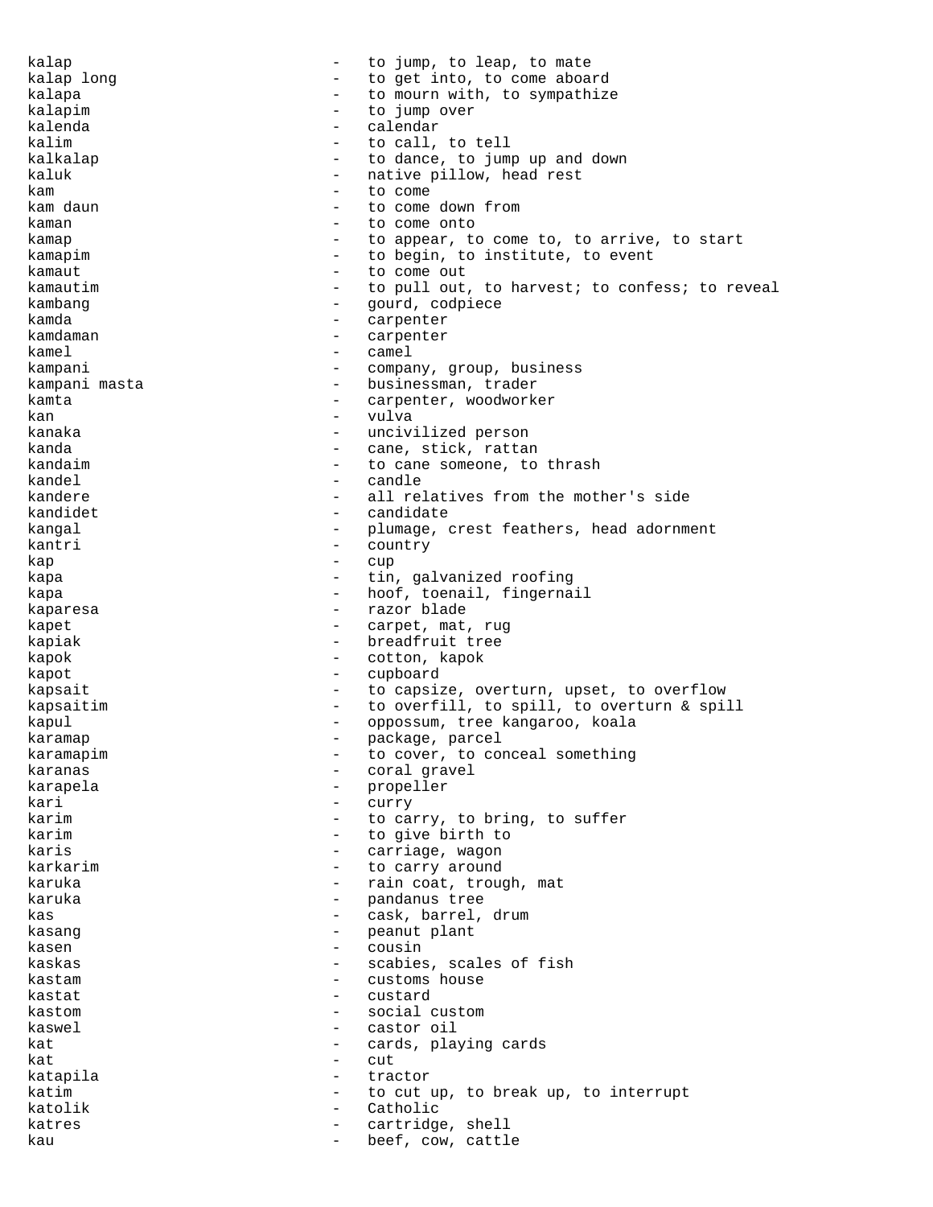kalap - to jump, to leap, to mate
kalap long - to get into, to come aboard
kalapa - to mourn with, to sympathize
kalapim - to jump over
kalenda - calendar
kalim - to call, to tell
kalkalap - to dance, to jump up and down
kaluk - native pillow, head rest
kam - to come
kam daun - to come down from
kaman - to come onto
kamap - to appear, to come to, to arrive, to start
kamapim - to begin, to institute, to event
kamaut - to come out
kamautim - to pull out, to harvest; to confess; to reveal
kambang - gourd, codpiece
kamda - carpenter
kamdaman - carpenter
kamel - camel
kampani - company, group, business
kampani masta - businessman, trader
kamta - carpenter, woodworker
kan - vulva
kanaka - uncivilized person
kanda - cane, stick, rattan
kandaim - to cane someone, to thrash
kandel - candle
kandere - all relatives from the mother's side
kandidet - candidate
kangal - plumage, crest feathers, head adornment
kantri - country
kap - cup
kapa - tin, galvanized roofing
kapa - hoof, toenail, fingernail
kaparesa - razor blade
kapet - carpet, mat, rug
kapiak - breadfruit tree
kapok - cotton, kapok
kapot - cupboard
kapsait - to capsize, overturn, upset, to overflow
kapsaitim - to overfill, to spill, to overturn & spill
kapul - oppossum, tree kangaroo, koala
karamap - package, parcel
karamapim - to cover, to conceal something
karanas - coral gravel
karapela - propeller
kari - curry
karim - to carry, to bring, to suffer
karim - to give birth to
karis - carriage, wagon
karkarim - to carry around
karuka - rain coat, trough, mat
karuka - pandanus tree
kas - cask, barrel, drum
kasang - peanut plant
kasen - cousin
kaskas - scabies, scales of fish
kastam - customs house
kastat - custard
kastom - social custom
kaswel - castor oil
kat - cards, playing cards
kat - cut
katapila - tractor
katim - to cut up, to break up, to interrupt
katolik - Catholic
katres - cartridge, shell
kau - beef, cow, cattle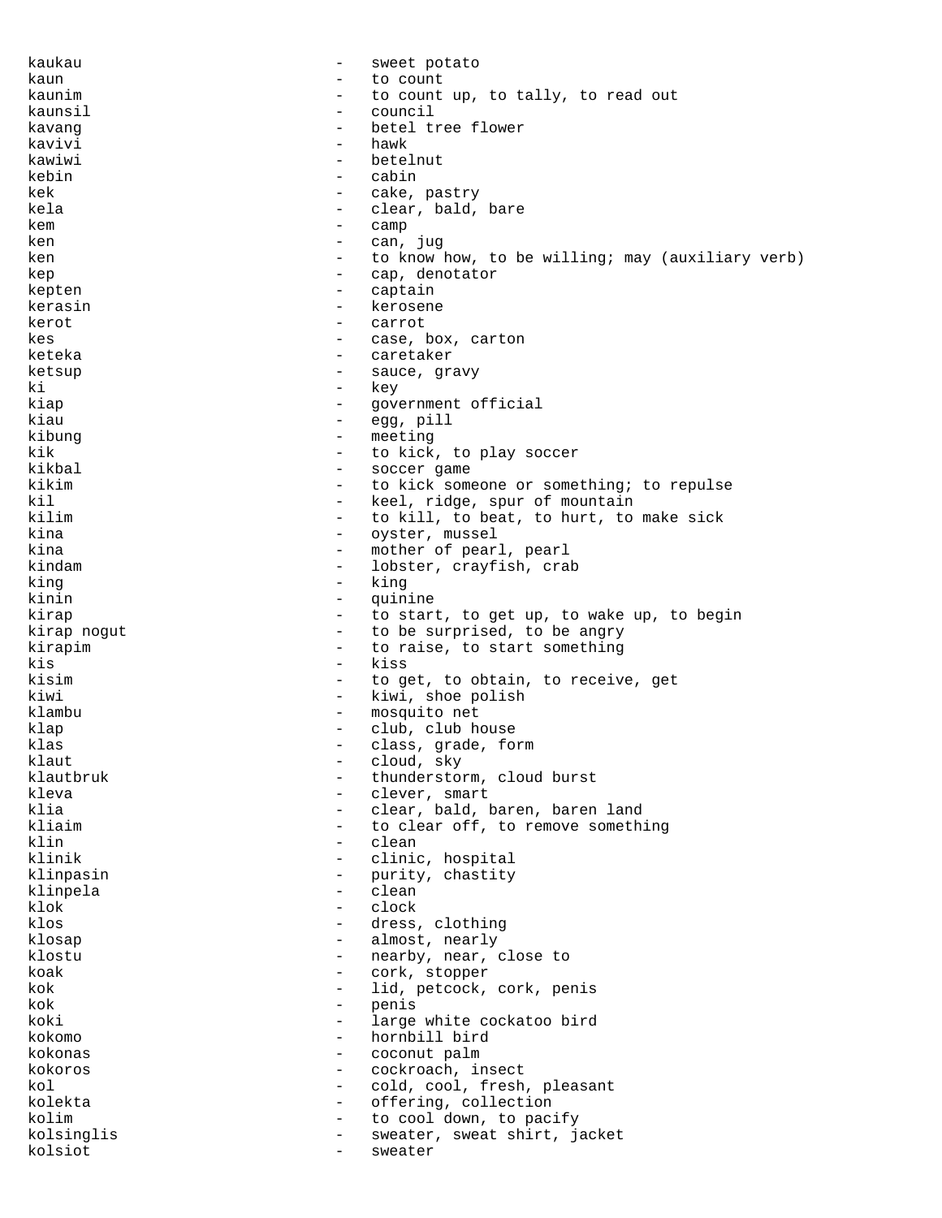kaukau - sweet potato
kaun - to count
kaunim - to count up, to tally, to read out
kaunsil - council
kavang - betel tree flower
kavivi - hawk
kawiwi - betelnut
kebin - cabin
kek - cake, pastry
kela - clear, bald, bare
kem - camp
ken - can, jug
ken - to know how, to be willing; may (auxiliary verb)
kep - cap, denotator
kepten - captain
kerasin - kerosene
kerot - carrot
kes - case, box, carton
keteka - caretaker
ketsup - sauce, gravy
ki - key
kiap - government official
kiau - egg, pill
kibung - meeting
kik - to kick, to play soccer
kikbal - soccer game
kikim - to kick someone or something; to repulse
kil - keel, ridge, spur of mountain
kilim - to kill, to beat, to hurt, to make sick
kina - oyster, mussel
kina - mother of pearl, pearl
kindam - lobster, crayfish, crab
king - king
kinin - quinine
kirap - to start, to get up, to wake up, to begin
kirap nogut - to be surprised, to be angry
kirapim - to raise, to start something
kis - kiss
kisim - to get, to obtain, to receive, get
kiwi - kiwi, shoe polish
klambu - mosquito net
klap - club, club house
klas - class, grade, form
klaut - cloud, sky
klautbruk - thunderstorm, cloud burst
kleva - clever, smart
klia - clear, bald, baren, baren land
kliaim - to clear off, to remove something
klin - clean
klinik - clinic, hospital
klinpasin - purity, chastity
klinpela - clean
klok - clock
klos - dress, clothing
klosap - almost, nearly
klostu - nearby, near, close to
koak - cork, stopper
kok - lid, petcock, cork, penis
kok - penis
koki - large white cockatoo bird
kokomo - hornbill bird
kokonas - coconut palm
kokoros - cockroach, insect
kol - cold, cool, fresh, pleasant
kolekta - offering, collection
kolim - to cool down, to pacify
kolsinglis - sweater, sweat shirt, jacket
kolsiot - sweater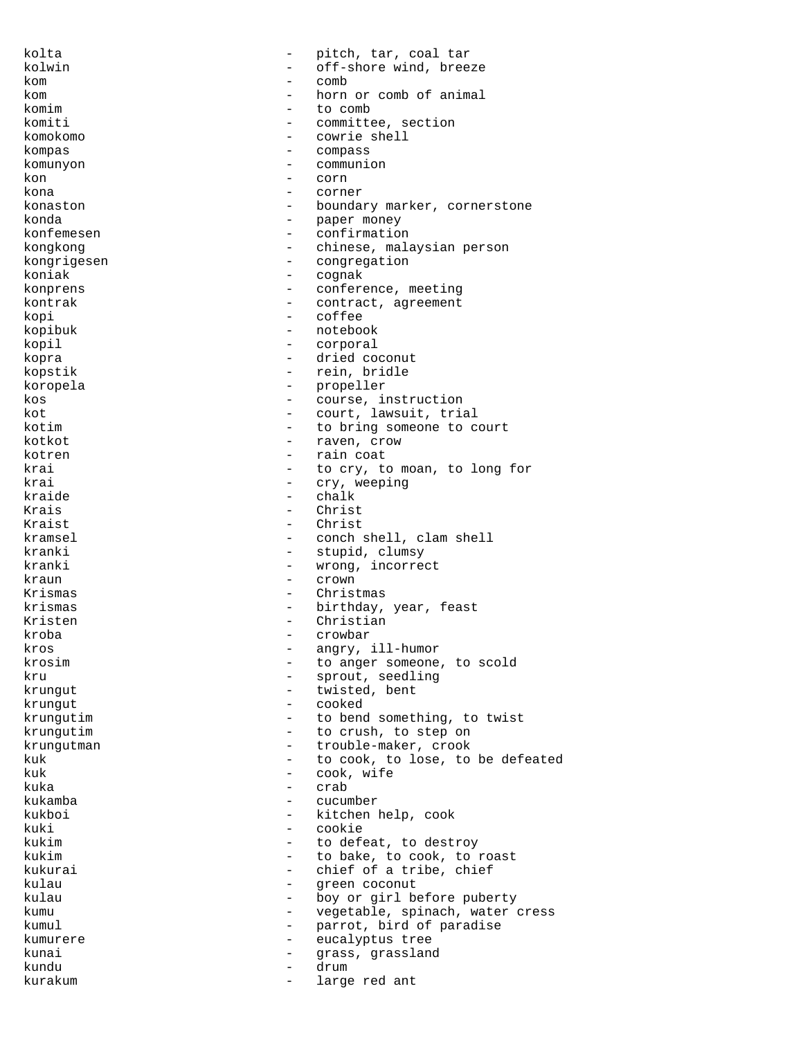kolta - pitch, tar, coal tar
kolwin - off-shore wind, breeze
kom - comb
kom - horn or comb of animal
komim - to comb
komiti - committee, section
komokomo - cowrie shell
kompas - compass
komunyon - communion
kon - corn
kona - corner
konaston - boundary marker, cornerstone
konda - paper money
konfemesen - confirmation
kongkong - chinese, malaysian person
kongrigesen - congregation
koniak - cognak
konprens - conference, meeting
kontrak - contract, agreement
kopi - coffee
kopibuk - notebook
kopil - corporal
kopra - dried coconut
kopstik - rein, bridle
koropela - propeller
kos - course, instruction
kot - court, lawsuit, trial
kotim - to bring someone to court
kotkot - raven, crow
kotren - rain coat
krai - to cry, to moan, to long for
krai - cry, weeping
kraide - chalk
Krais - Christ
Kraist - Christ
kramsel - conch shell, clam shell
kranki - stupid, clumsy
kranki - wrong, incorrect
kraun - crown
Krismas - Christmas
krismas - birthday, year, feast
Kristen - Christian
kroba - crowbar
kros - angry, ill-humor
krosim - to anger someone, to scold
kru - sprout, seedling
krungut - twisted, bent
krungut - cooked
krungutim - to bend something, to twist
krungutim - to crush, to step on
krungutman - trouble-maker, crook
kuk - to cook, to lose, to be defeated
kuk - cook, wife
kuka - crab
kukamba - cucumber
kukboi - kitchen help, cook
kuki - cookie
kukim - to defeat, to destroy
kukim - to bake, to cook, to roast
kukurai - chief of a tribe, chief
kulau - green coconut
kulau - boy or girl before puberty
kumu - vegetable, spinach, water cress
kumul - parrot, bird of paradise
kumurere - eucalyptus tree
kunai - grass, grassland
kundu - drum
kurakum - large red ant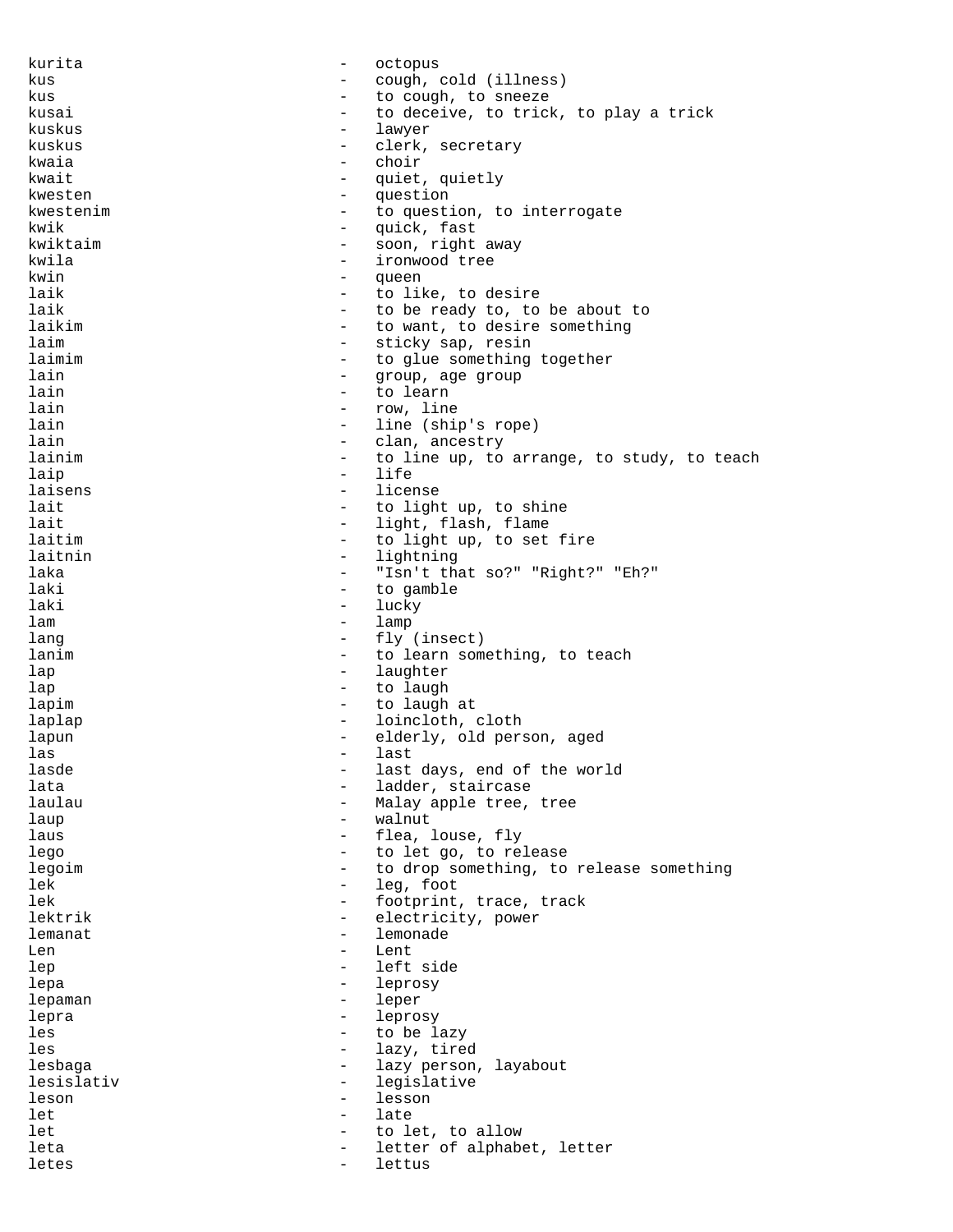kurita - octopus
kus - cough, cold (illness)
kus - to cough, to sneeze
kusai - to deceive, to trick, to play a trick
kuskus - lawyer
kuskus - clerk, secretary
kwaia - choir
kwait - quiet, quietly
kwesten - question
kwestenim - to question, to interrogate
kwik - quick, fast
kwiktaim - soon, right away
kwila - ironwood tree
kwin - queen
laik - to like, to desire
laik - to be ready to, to be about to
laikim - to want, to desire something
laim - sticky sap, resin
laimim - to glue something together
lain - group, age group
lain - to learn
lain - row, line
lain - line (ship's rope)
lain - clan, ancestry
lainim - to line up, to arrange, to study, to teach
laip - life
laisens - license
lait - to light up, to shine
lait - light, flash, flame
laitim - to light up, to set fire
laitnin - lightning
laka - "Isn't that so?" "Right?" "Eh?"
laki - to gamble
laki - lucky
lam - lamp
lang - fly (insect)
lanim - to learn something, to teach
lap - laughter
lap - to laugh
lapim - to laugh at
laplap - loincloth, cloth
lapun - elderly, old person, aged
las - last
lasde - last days, end of the world
lata - ladder, staircase
laulau - Malay apple tree, tree
laup - walnut
laus - flea, louse, fly
lego - to let go, to release
legoim - to drop something, to release something
lek - leg, foot
lek - footprint, trace, track
lektrik - electricity, power
lemanat - lemonade
Len - Lent
lep - left side
lepa - leprosy
lepaman - leper
lepra - leprosy
les - to be lazy
les - lazy, tired
lesbaga - lazy person, layabout
lesislativ - legislative
leson - lesson
let - late
let - to let, to allow
leta - letter of alphabet, letter
letes - lettus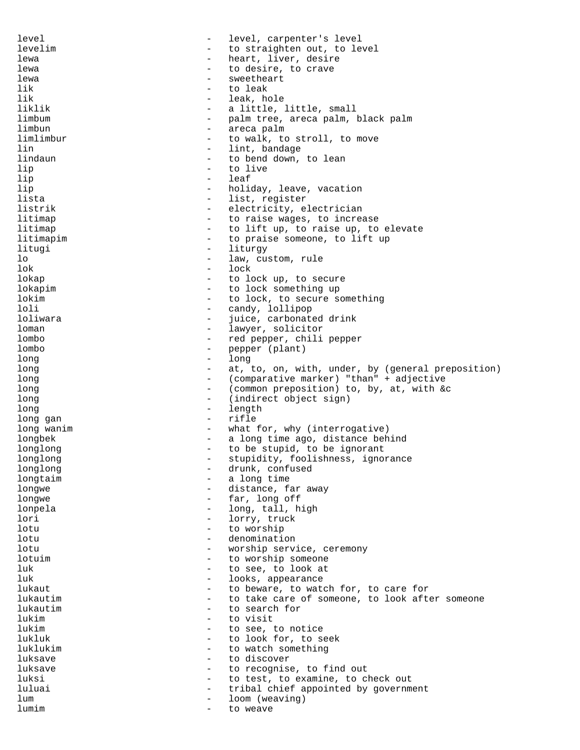level - level, carpenter's level
levelim - to straighten out, to level
lewa - heart, liver, desire
lewa - to desire, to crave
lewa - sweetheart
lik - to leak
lik - leak, hole
liklik - a little, little, small
limbum - palm tree, areca palm, black palm
limbun - areca palm
limlimbur - to walk, to stroll, to move
lin - lint, bandage
lindaun - to bend down, to lean
lip - to live
lip - leaf
lip - holiday, leave, vacation
lista - list, register
listrik - electricity, electrician
litimap - to raise wages, to increase
litimap - to lift up, to raise up, to elevate
litimapim - to praise someone, to lift up
litugi - liturgy
lo - law, custom, rule
lok - lock
lokap - to lock up, to secure
lokapim - to lock something up
lokim - to lock, to secure something
loli - candy, lollipop
loliwara - juice, carbonated drink
loman - lawyer, solicitor
lombo - red pepper, chili pepper
lombo - pepper (plant)
long - long
long - at, to, on, with, under, by (general preposition)
long - (comparative marker) "than" + adjective
long - (common preposition) to, by, at, with &c
long - (indirect object sign)
long - length
long gan - rifle
long wanim - what for, why (interrogative)
longbek - a long time ago, distance behind
longlong - to be stupid, to be ignorant
longlong - stupidity, foolishness, ignorance
longlong - drunk, confused
longtaim - a long time
longwe - distance, far away
longwe - far, long off
lonpela - long, tall, high
lori - lorry, truck
lotu - to worship
lotu - denomination
lotu - worship service, ceremony
lotuim - to worship someone
luk - to see, to look at
luk - looks, appearance
lukaut - to beware, to watch for, to care for
lukautim - to take care of someone, to look after someone
lukautim - to search for
lukim - to visit
lukim - to see, to notice
lukluk - to look for, to seek
luklukim - to watch something
luksave - to discover
luksave - to recognise, to find out
luksi - to test, to examine, to check out
luluai - tribal chief appointed by government
lum - loom (weaving)
lumim - to weave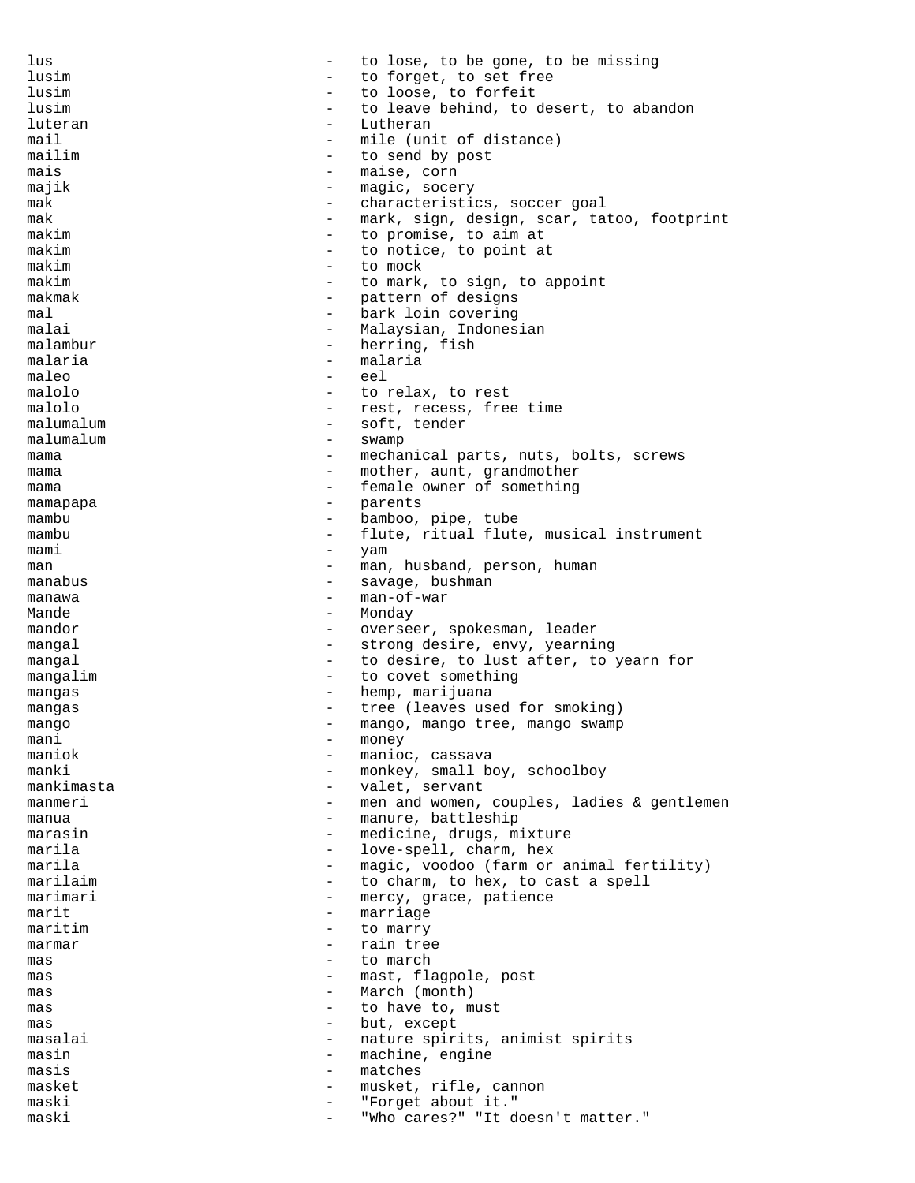lus - to lose, to be gone, to be missing
lusim - to forget, to set free
lusim - to loose, to forfeit
lusim - to leave behind, to desert, to abandon
luteran - Lutheran
mail - mile (unit of distance)
mailim - to send by post
mais - maise, corn
majik - magic, socery
mak - characteristics, soccer goal
mak - mark, sign, design, scar, tatoo, footprint
makim - to promise, to aim at
makim - to notice, to point at
makim - to mock
makim - to mark, to sign, to appoint
makmak - pattern of designs
mal - bark loin covering
malai - Malaysian, Indonesian
malambur - herring, fish
malaria - malaria
maleo - eel
malolo - to relax, to rest
malolo - rest, recess, free time
malumalum - soft, tender
malumalum - swamp
mama - mechanical parts, nuts, bolts, screws
mama - mother, aunt, grandmother
mama - female owner of something
mamapapa - parents
mambu - bamboo, pipe, tube
mambu - flute, ritual flute, musical instrument
mami - yam
man - man, husband, person, human
manabus - savage, bushman
manawa - man-of-war
Mande - Monday
mandor - overseer, spokesman, leader
mangal - strong desire, envy, yearning
mangal - to desire, to lust after, to yearn for
mangalim - to covet something
mangas - hemp, marijuana
mangas - tree (leaves used for smoking)
mango - mango, mango tree, mango swamp
mani - money
maniok - manioc, cassava
manki - monkey, small boy, schoolboy
mankimasta - valet, servant
manmeri - men and women, couples, ladies & gentlemen
manua - manure, battleship
marasin - medicine, drugs, mixture
marila - love-spell, charm, hex
marila - magic, voodoo (farm or animal fertility)
marilaim - to charm, to hex, to cast a spell
marimari - mercy, grace, patience
marit - marriage
maritim - to marry
marmar - rain tree
mas - to march
mas - mast, flagpole, post
mas - March (month)
mas - to have to, must
mas - but, except
masalai - nature spirits, animist spirits
masin - machine, engine
masis - matches
masket - musket, rifle, cannon
maski - "Forget about it."
maski - "Who cares?" "It doesn't matter."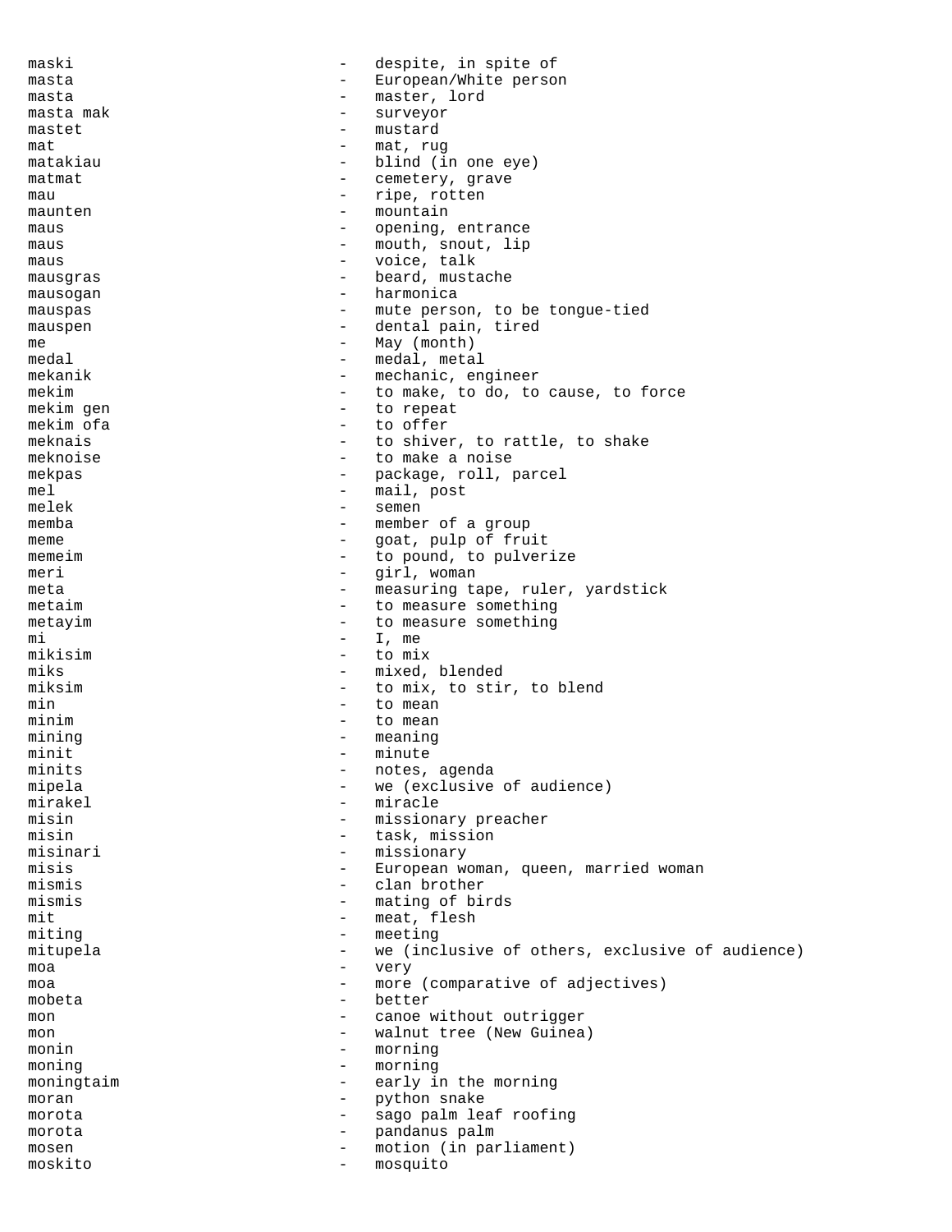maski - despite, in spite of
masta - European/White person
masta - master, lord
masta mak - surveyor
mastet - mustard
mat - mat, rug
matakiau - blind (in one eye)
matmat - cemetery, grave
mau - ripe, rotten
maunten - mountain
maus - opening, entrance
maus - mouth, snout, lip
maus - voice, talk
mausgras - beard, mustache
mausogan - harmonica
mauspas - mute person, to be tongue-tied
mauspen - dental pain, tired
me - May (month)
medal - medal, metal
mekanik - mechanic, engineer
mekim - to make, to do, to cause, to force
mekim gen - to repeat
mekim ofa - to offer
meknais - to shiver, to rattle, to shake
meknoise - to make a noise
mekpas - package, roll, parcel
mel - mail, post
melek - semen
memba - member of a group
meme - goat, pulp of fruit
memeim - to pound, to pulverize
meri - girl, woman
meta - measuring tape, ruler, yardstick
metaim - to measure something
metayim - to measure something
mi - I, me
mikisim - to mix
miks - mixed, blended
miksim - to mix, to stir, to blend
min - to mean
minim - to mean
mining - meaning
minit - minute
minits - notes, agenda
mipela - we (exclusive of audience)
mirakel - miracle
misin - missionary preacher
misin - task, mission
misinari - missionary
misis - European woman, queen, married woman
mismis - clan brother
mismis - mating of birds
mit - meat, flesh
miting - meeting
mitupela - we (inclusive of others, exclusive of audience)
moa - very
moa - more (comparative of adjectives)
mobeta - better
mon - canoe without outrigger
mon - walnut tree (New Guinea)
monin - morning
moning - morning
moningtaim - early in the morning
moran - python snake
morota - sago palm leaf roofing
morota - pandanus palm
mosen - motion (in parliament)
moskito - mosquito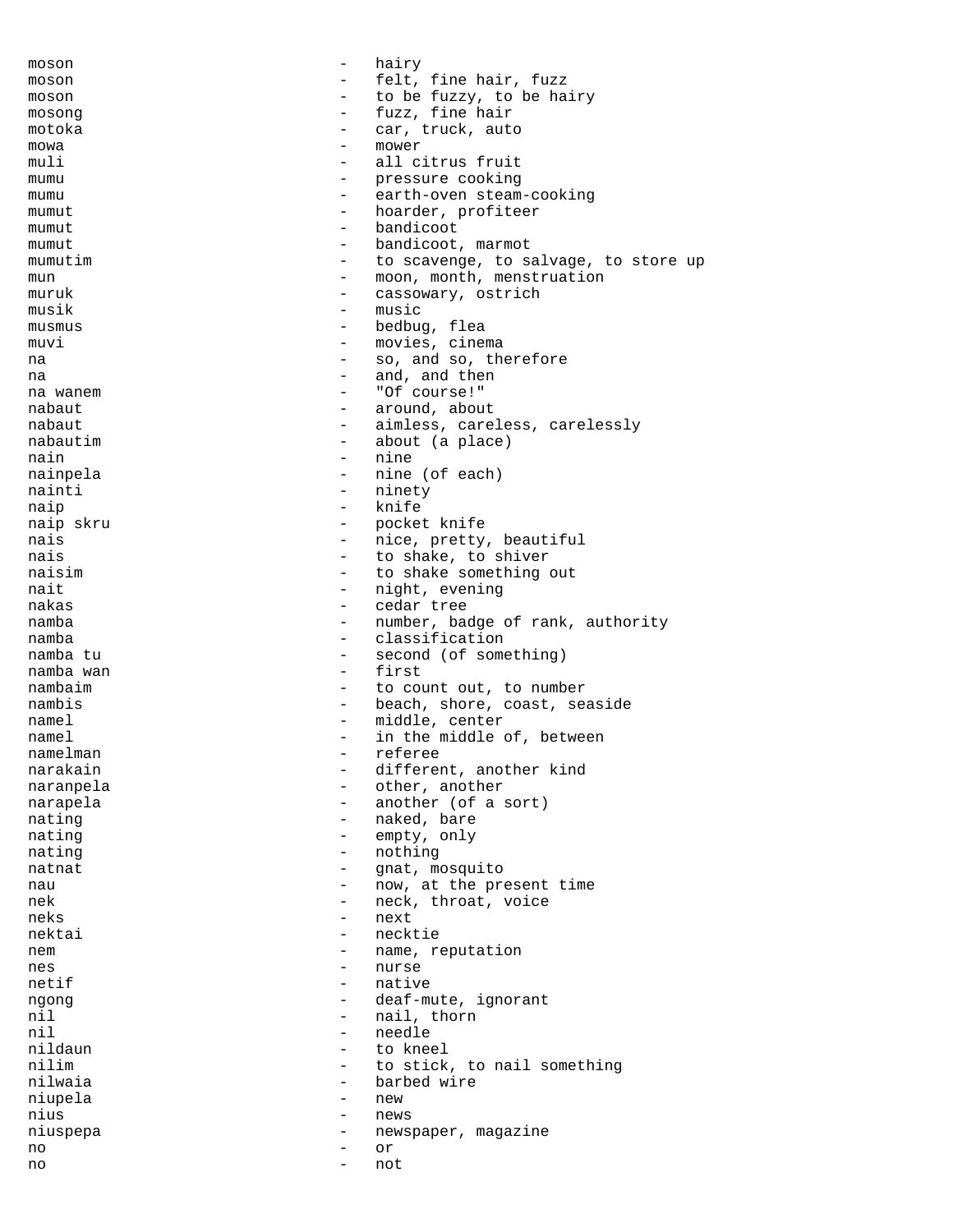moson - hairy
moson - felt, fine hair, fuzz
moson - to be fuzzy, to be hairy
mosong - fuzz, fine hair
motoka - car, truck, auto
mowa - mower
muli - all citrus fruit
mumu - pressure cooking
mumu - earth-oven steam-cooking
mumut - hoarder, profiteer
mumut - bandicoot
mumut - bandicoot, marmot
mumutim - to scavenge, to salvage, to store up
mun - moon, month, menstruation
muruk - cassowary, ostrich
musik - music
musmus - bedbug, flea
muvi - movies, cinema
na - so, and so, therefore
na - and, and then
na wanem - "Of course!"
nabaut - around, about
nabaut - aimless, careless, carelessly
nabautim - about (a place)
nain - nine
nainpela - nine (of each)
nainti - ninety
naip - knife
naip skru - pocket knife
nais - nice, pretty, beautiful
nais - to shake, to shiver
naisim - to shake something out
nait - night, evening
nakas - cedar tree
namba - number, badge of rank, authority
namba - classification
namba tu - second (of something)
namba wan - first
nambaim - to count out, to number
nambis - beach, shore, coast, seaside
namel - middle, center
namel - in the middle of, between
namelman - referee
narakain - different, another kind
naranpela - other, another
narapela - another (of a sort)
nating - naked, bare
nating - empty, only
nating - nothing
natnat - gnat, mosquito
nau - now, at the present time
nek - neck, throat, voice
neks - next
nektai - necktie
nem - name, reputation
nes - nurse
netif - native
ngong - deaf-mute, ignorant
nil - nail, thorn
nil - needle
nildaun - to kneel
nilim - to stick, to nail something
nilwaia - barbed wire
niupela - new
nius - news
niuspepa - newspaper, magazine
no - or
no - not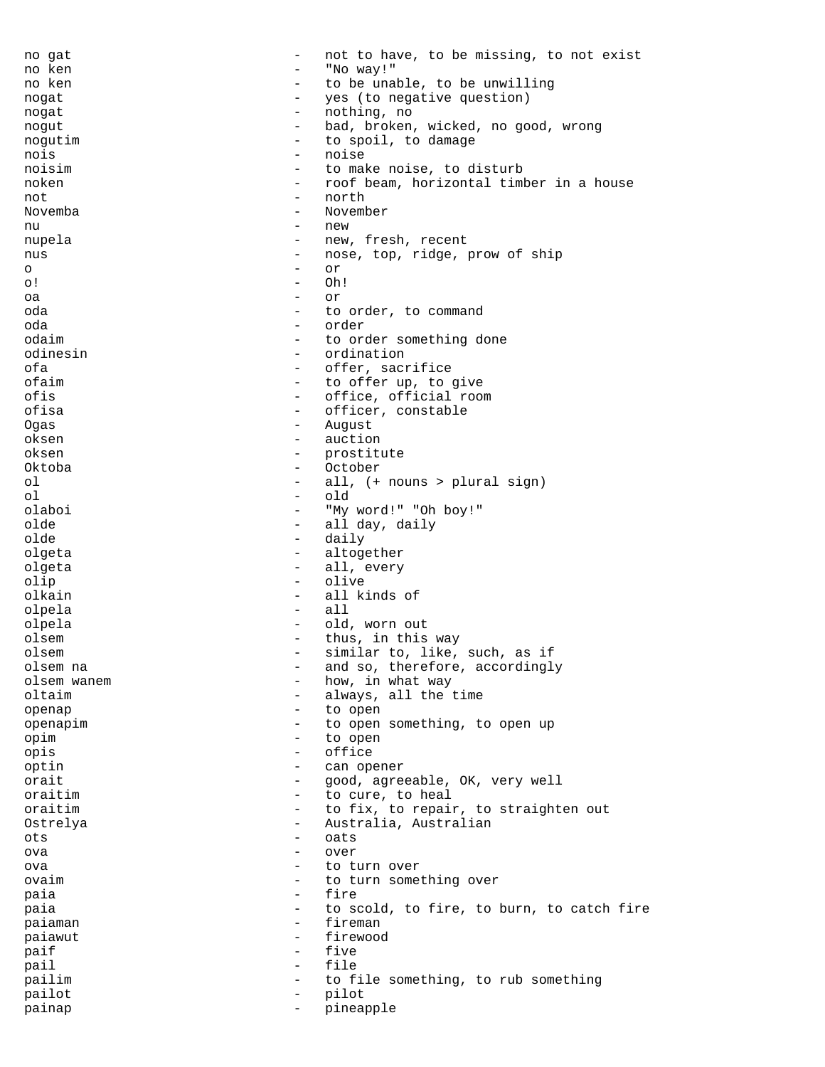no gat - not to have, to be missing, to not exist
no ken - "No way!"
no ken - to be unable, to be unwilling
nogat - yes (to negative question)
nogat - nothing, no
nogut - bad, broken, wicked, no good, wrong
nogutim - to spoil, to damage
nois - noise
noisim - to make noise, to disturb
noken - roof beam, horizontal timber in a house
not - north
Novemba - November
nu - new
nupela - new, fresh, recent
nus - nose, top, ridge, prow of ship
o - or
o! - Oh!
oa - or
oda - to order, to command
oda - order
odaim - to order something done
odinesin - ordination
ofa - offer, sacrifice
ofaim - to offer up, to give
ofis - office, official room
ofisa - officer, constable
Ogas - August
oksen - auction
oksen - prostitute
Oktoba - October
ol - all, (+ nouns > plural sign)
ol - old
olaboi - "My word!" "Oh boy!"
olde - all day, daily
olde - daily
olgeta - altogether
olgeta - all, every
olip - olive
olkain - all kinds of
olpela - all
olpela - old, worn out
olsem - thus, in this way
olsem - similar to, like, such, as if
olsem na - and so, therefore, accordingly
olsem wanem - how, in what way
oltaim - always, all the time
openap - to open
openapim - to open something, to open up
opim - to open
opis - office
optin - can opener
orait - good, agreeable, OK, very well
oraitim - to cure, to heal
oraitim - to fix, to repair, to straighten out
Ostrelya - Australia, Australian
ots - oats
ova - over
ova - to turn over
ovaim - to turn something over
paia - fire
paia - to scold, to fire, to burn, to catch fire
paiaman - fireman
paiawut - firewood
paif - five
pail - file
pailim - to file something, to rub something
pailot - pilot
painap - pineapple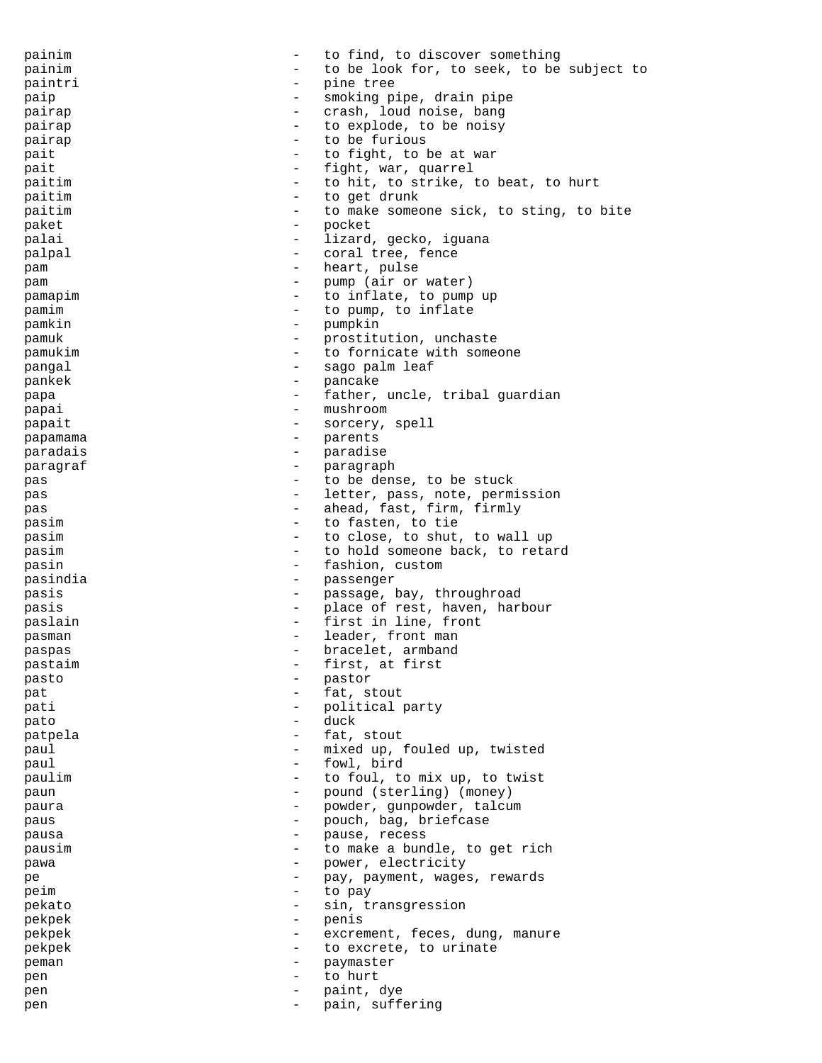painim - to find, to discover something
painim - to be look for, to seek, to be subject to
paintri - pine tree
paip - smoking pipe, drain pipe
pairap - crash, loud noise, bang
pairap - to explode, to be noisy
pairap - to be furious
pait - to fight, to be at war
pait - fight, war, quarrel
paitim - to hit, to strike, to beat, to hurt
paitim - to get drunk
paitim - to make someone sick, to sting, to bite
paket - pocket
palai - lizard, gecko, iguana
palpal - coral tree, fence
pam - heart, pulse
pam - pump (air or water)
pamapim - to inflate, to pump up
pamim - to pump, to inflate
pamkin - pumpkin
pamuk - prostitution, unchaste
pamukim - to fornicate with someone
pangal - sago palm leaf
pankek - pancake
papa - father, uncle, tribal guardian
papai - mushroom
papait - sorcery, spell
papamama - parents
paradais - paradise
paragraf - paragraph
pas - to be dense, to be stuck
pas - letter, pass, note, permission
pas - ahead, fast, firm, firmly
pasim - to fasten, to tie
pasim - to close, to shut, to wall up
pasim - to hold someone back, to retard
pasin - fashion, custom
pasindia - passenger
pasis - passage, bay, throughroad
pasis - place of rest, haven, harbour
paslain - first in line, front
pasman - leader, front man
paspas - bracelet, armband
pastaim - first, at first
pasto - pastor
pat - fat, stout
pati - political party
pato - duck
patpela - fat, stout
paul - mixed up, fouled up, twisted
paul - fowl, bird
paulim - to foul, to mix up, to twist
paun - pound (sterling) (money)
paura - powder, gunpowder, talcum
paus - pouch, bag, briefcase
pausa - pause, recess
pausim - to make a bundle, to get rich
pawa - power, electricity
pe - pay, payment, wages, rewards
peim - to pay
pekato - sin, transgression
pekpek - penis
pekpek - excrement, feces, dung, manure
pekpek - to excrete, to urinate
peman - paymaster
pen - to hurt
pen - paint, dye
pen - pain, suffering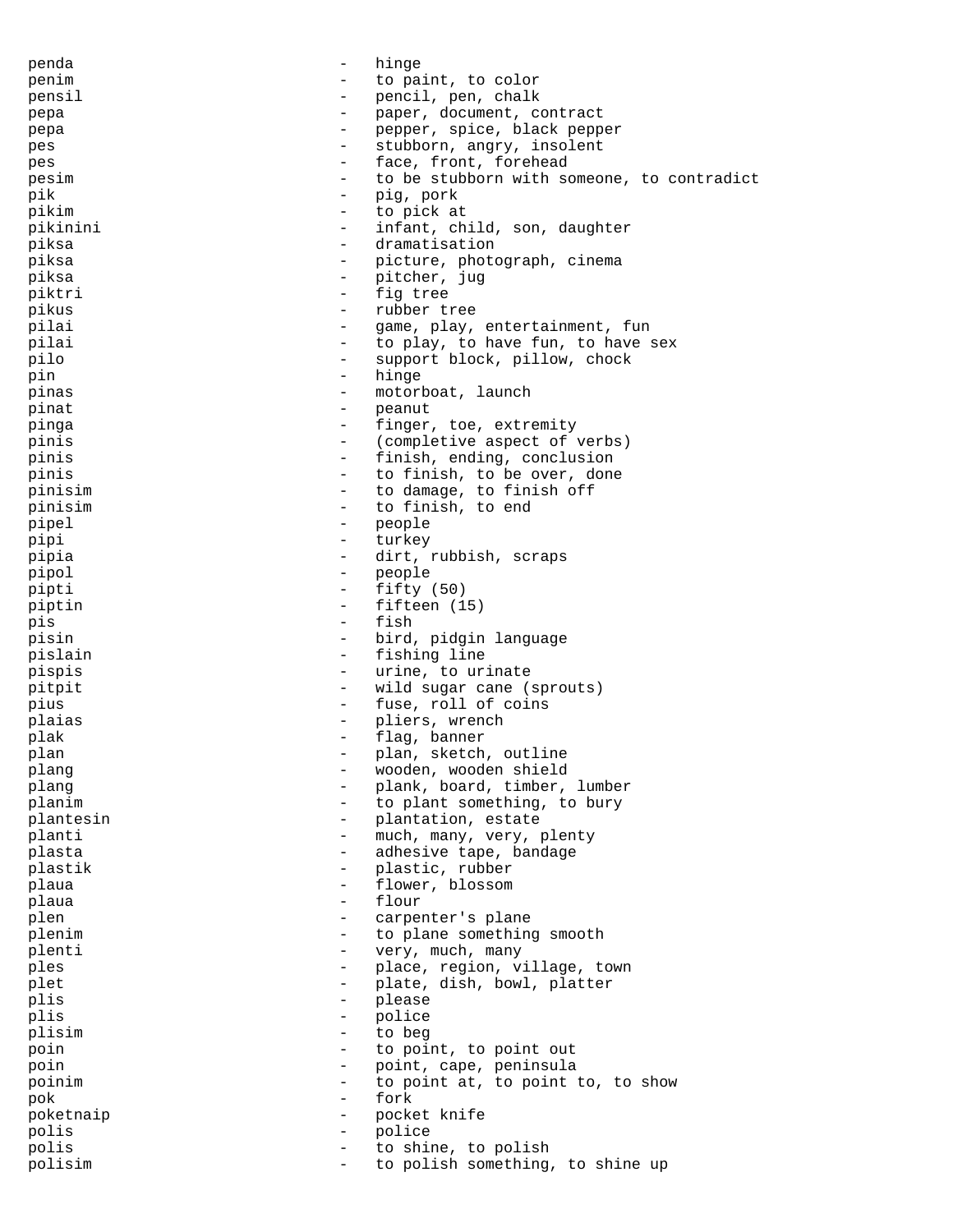penda - hinge
penim - to paint, to color
pensil - pencil, pen, chalk
pepa - paper, document, contract
pepa - pepper, spice, black pepper
pes - stubborn, angry, insolent
pes - face, front, forehead
pesim - to be stubborn with someone, to contradict
pik - pig, pork
pikim - to pick at
pikinini - infant, child, son, daughter
piksa - dramatisation
piksa - picture, photograph, cinema
piksa - pitcher, jug
piktri - fig tree
pikus - rubber tree
pilai - game, play, entertainment, fun
pilai - to play, to have fun, to have sex
pilo - support block, pillow, chock
pin - hinge
pinas - motorboat, launch
pinat - peanut
pinga - finger, toe, extremity
pinis - (completive aspect of verbs)
pinis - finish, ending, conclusion
pinis - to finish, to be over, done
pinisim - to damage, to finish off
pinisim - to finish, to end
pipel - people
pipi - turkey
pipia - dirt, rubbish, scraps
pipol - people
pipti - fifty (50)
piptin - fifteen (15)
pis - fish
pisin - bird, pidgin language
pislain - fishing line
pispis - urine, to urinate
pitpit - wild sugar cane (sprouts)
pius - fuse, roll of coins
plaias - pliers, wrench
plak - flag, banner
plan - plan, sketch, outline
plang - wooden, wooden shield
plang - plank, board, timber, lumber
planim - to plant something, to bury
plantesin - plantation, estate
planti - much, many, very, plenty
plasta - adhesive tape, bandage
plastik - plastic, rubber
plaua - flower, blossom
plaua - flour
plen - carpenter's plane
plenim - to plane something smooth
plenti - very, much, many
ples - place, region, village, town
plet - plate, dish, bowl, platter
plis - please
plis - police
plisim - to beg
poin - to point, to point out
poin - point, cape, peninsula
poinim - to point at, to point to, to show
pok - fork
poketnaip - pocket knife
polis - police
polis - to shine, to polish
polisim - to polish something, to shine up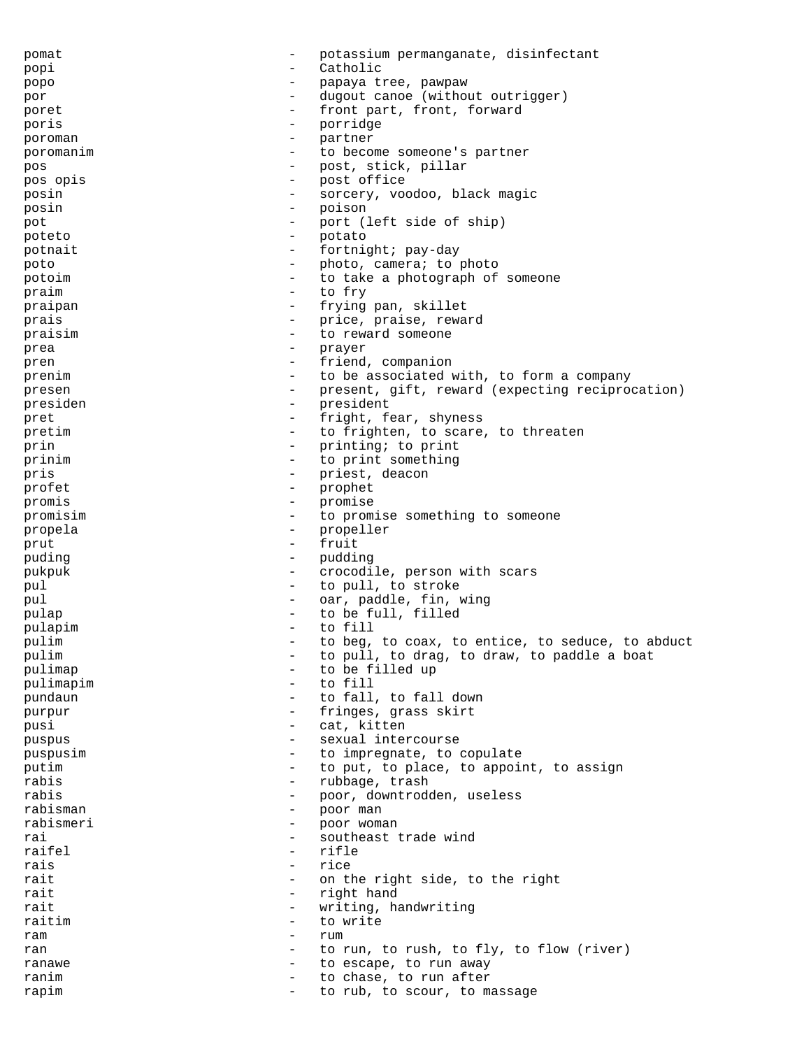pomat - potassium permanganate, disinfectant
popi - Catholic
popo - papaya tree, pawpaw
por - dugout canoe (without outrigger)
poret - front part, front, forward
poris - porridge
poroman - partner
poromanim - to become someone's partner
pos - post, stick, pillar
pos opis - post office
posin - sorcery, voodoo, black magic
posin - poison
pot - port (left side of ship)
poteto - potato
potnait - fortnight; pay-day
poto - photo, camera; to photo
potoim - to take a photograph of someone
praim - to fry
praipan - frying pan, skillet
prais - price, praise, reward
praisim - to reward someone
prea - prayer
pren - friend, companion
prenim - to be associated with, to form a company
presen - present, gift, reward (expecting reciprocation)
presiden - president
pret - fright, fear, shyness
pretim - to frighten, to scare, to threaten
prin - printing; to print
prinim - to print something
pris - priest, deacon
profet - prophet
promis - promise
promisim - to promise something to someone
propela - propeller
prut - fruit
puding - pudding
pukpuk - crocodile, person with scars
pul - to pull, to stroke
pul - oar, paddle, fin, wing
pulap - to be full, filled
pulapim - to fill
pulim - to beg, to coax, to entice, to seduce, to abduct
pulim - to pull, to drag, to draw, to paddle a boat
pulimap - to be filled up
pulimapim - to fill
pundaun - to fall, to fall down
purpur - fringes, grass skirt
pusi - cat, kitten
puspus - sexual intercourse
puspusim - to impregnate, to copulate
putim - to put, to place, to appoint, to assign
rabis - rubbage, trash
rabis - poor, downtrodden, useless
rabisman - poor man
rabismeri - poor woman
rai - southeast trade wind
raifel - rifle
rais - rice
rait - on the right side, to the right
rait - right hand
rait - writing, handwriting
raitim - to write
ram - rum
ran - to run, to rush, to fly, to flow (river)
ranawe - to escape, to run away
ranim - to chase, to run after
rapim - to rub, to scour, to massage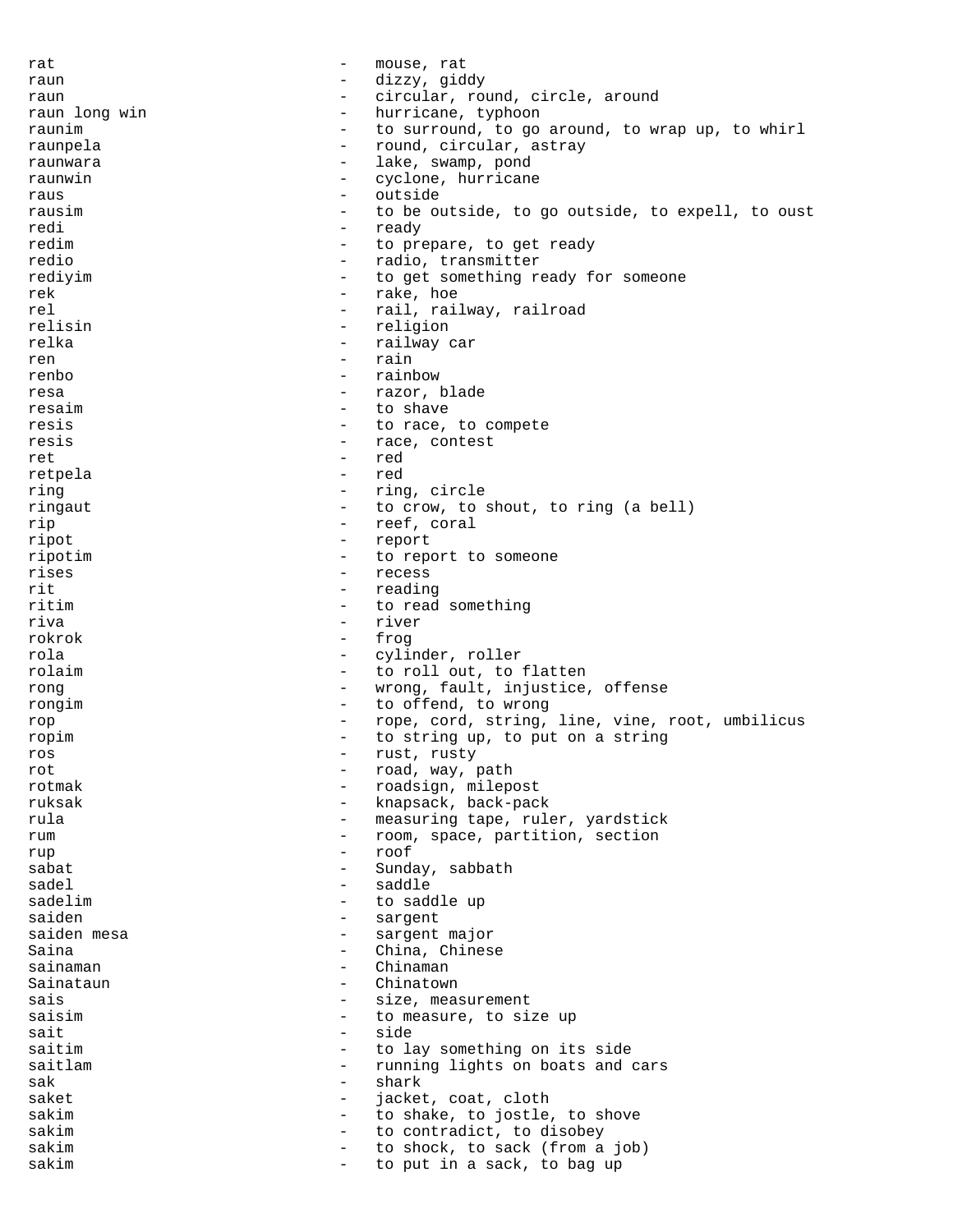rat - mouse, rat
raun - dizzy, giddy
raun - circular, round, circle, around
raun long win - hurricane, typhoon
raunim - to surround, to go around, to wrap up, to whirl
raunpela - round, circular, astray
raunwara - lake, swamp, pond
raunwin - cyclone, hurricane
raus - outside
rausim - to be outside, to go outside, to expell, to oust
redi - ready
redim - to prepare, to get ready
redio - radio, transmitter
rediyim - to get something ready for someone
rek - rake, hoe
rel - rail, railway, railroad
relisin - religion
relka - railway car
ren - rain
renbo - rainbow
resa - razor, blade
resaim - to shave
resis - to race, to compete
resis - race, contest
ret - red
retpela - red
ring - ring, circle
ringaut - to crow, to shout, to ring (a bell)
rip - reef, coral
ripot - report
ripotim - to report to someone
rises - recess
rit - reading
ritim - to read something
riva - river
rokrok - frog
rola - cylinder, roller
rolaim - to roll out, to flatten
rong - wrong, fault, injustice, offense
rongim - to offend, to wrong
rop - rope, cord, string, line, vine, root, umbilicus
ropim - to string up, to put on a string
ros - rust, rusty
rot - road, way, path
rotmak - roadsign, milepost
ruksak - knapsack, back-pack
rula - measuring tape, ruler, yardstick
rum - room, space, partition, section
rup - roof
sabat - Sunday, sabbath
sadel - saddle
sadelim - to saddle up
saiden - sargent
saiden mesa - sargent major
Saina - China, Chinese
sainaman - Chinaman
Sainataun - Chinatown
sais - size, measurement
saisim - to measure, to size up
sait - side
saitim - to lay something on its side
saitlam - running lights on boats and cars
sak - shark
saket - jacket, coat, cloth
sakim - to shake, to jostle, to shove
sakim - to contradict, to disobey
sakim - to shock, to sack (from a job)
sakim - to put in a sack, to bag up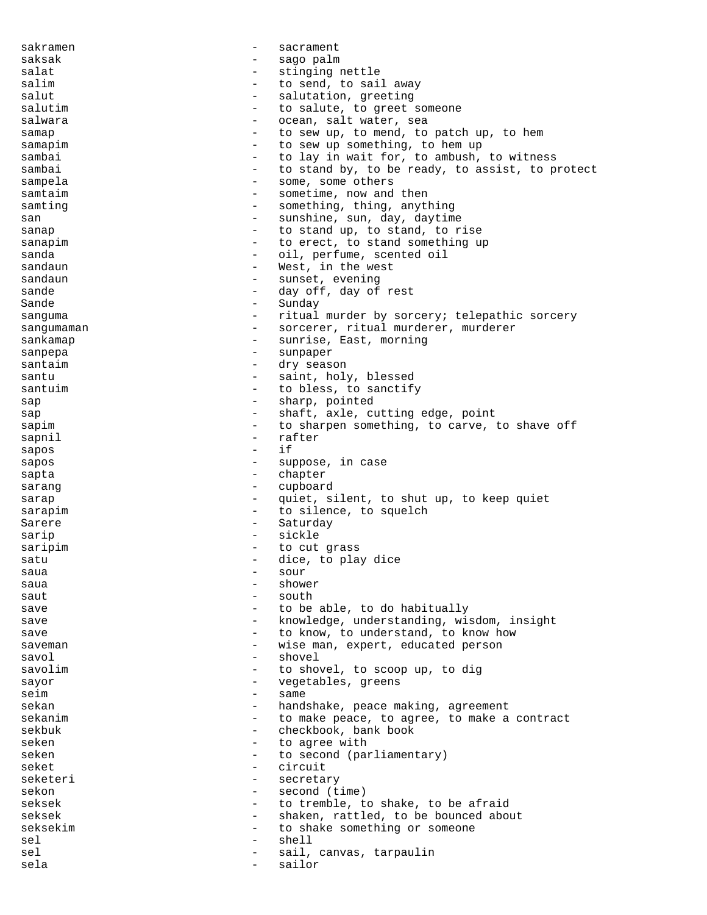sakramen - sacrament
saksak - sago palm
salat - stinging nettle
salim - to send, to sail away
salut - salutation, greeting
salutim - to salute, to greet someone
salwara - ocean, salt water, sea
samap - to sew up, to mend, to patch up, to hem
samapim - to sew up something, to hem up
sambai - to lay in wait for, to ambush, to witness
sambai - to stand by, to be ready, to assist, to protect
sampela - some, some others
samtaim - sometime, now and then
samting - something, thing, anything
san - sunshine, sun, day, daytime
sanap - to stand up, to stand, to rise
sanapim - to erect, to stand something up
sanda - oil, perfume, scented oil
sandaun - West, in the west
sandaun - sunset, evening
sande - day off, day of rest
Sande - Sunday
sanguma - ritual murder by sorcery; telepathic sorcery
sangumaman - sorcerer, ritual murderer, murderer
sankamap - sunrise, East, morning
sanpepa - sunpaper
santaim - dry season
santu - saint, holy, blessed
santuim - to bless, to sanctify
sap - sharp, pointed
sap - shaft, axle, cutting edge, point
sapim - to sharpen something, to carve, to shave off
sapnil - rafter
sapos - if
sapos - suppose, in case
sapta - chapter
sarang - cupboard
sarap - quiet, silent, to shut up, to keep quiet
sarapim - to silence, to squelch
Sarere - Saturday
sarip - sickle
saripim - to cut grass
satu - dice, to play dice
saua - sour
saua - shower
saut - south
save - to be able, to do habitually
save - knowledge, understanding, wisdom, insight
save - to know, to understand, to know how
saveman - wise man, expert, educated person
savol - shovel
savolim - to shovel, to scoop up, to dig
sayor - vegetables, greens
seim - same
sekan - handshake, peace making, agreement
sekanim - to make peace, to agree, to make a contract
sekbuk - checkbook, bank book
seken - to agree with
seken - to second (parliamentary)
seket - circuit
seketeri - secretary
sekon - second (time)
seksek - to tremble, to shake, to be afraid
seksek - shaken, rattled, to be bounced about
seksekim - to shake something or someone
sel - shell
sel - sail, canvas, tarpaulin
sela - sailor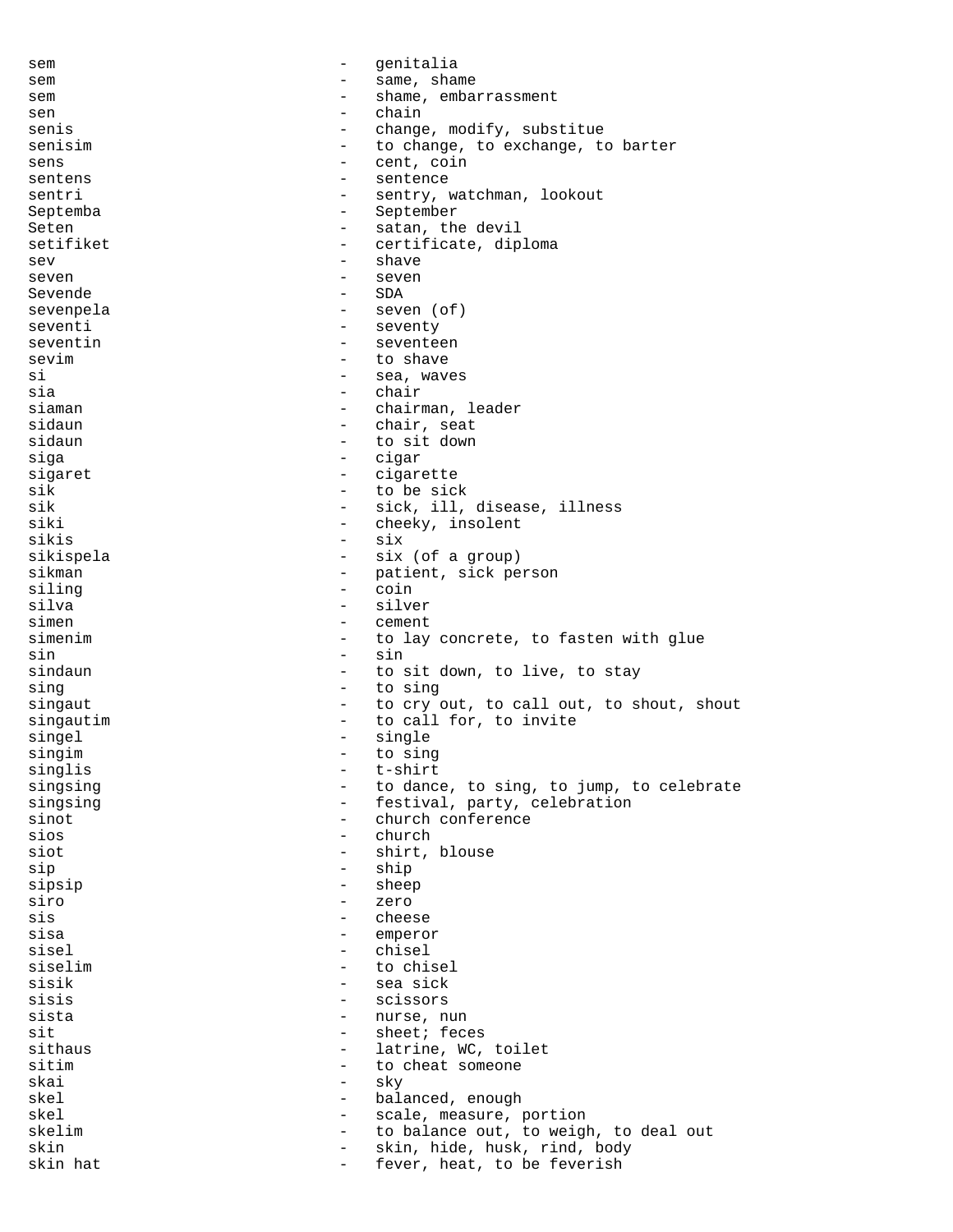sem - genitalia
sem - same, shame
sem - shame, embarrassment
sen - chain
senis - change, modify, substitue
senisim - to change, to exchange, to barter
sens - cent, coin
sentens - sentence
sentri - sentry, watchman, lookout
Septemba - September
Seten - satan, the devil
setifiket - certificate, diploma
sev - shave
seven - seven
Sevende - SDA
sevenpela - seven (of)
seventi - seventy
seventin - seventeen
sevim - to shave
si - sea, waves
sia - chair
siaman - chairman, leader
sidaun - chair, seat
sidaun - to sit down
siga - cigar
sigaret - cigarette
sik - to be sick
sik - sick, ill, disease, illness
siki - cheeky, insolent
sikis - six
sikispela - six (of a group)
sikman - patient, sick person
siling - coin
silva - silver
simen - cement
simenim - to lay concrete, to fasten with glue
sin - sin
sindaun - to sit down, to live, to stay
sing - to sing
singaut - to cry out, to call out, to shout, shout
singautim - to call for, to invite
singel - single
singim - to sing
singlis - t-shirt
singsing - to dance, to sing, to jump, to celebrate
singsing - festival, party, celebration
sinot - church conference
sios - church
siot - shirt, blouse
sip - ship
sipsip - sheep
siro - zero
sis - cheese
sisa - emperor
sisel - chisel
siselim - to chisel
sisik - sea sick
sisis - scissors
sista - nurse, nun
sit - sheet; feces
sithaus - latrine, WC, toilet
sitim - to cheat someone
skai - sky
skel - balanced, enough
skel - scale, measure, portion
skelim - to balance out, to weigh, to deal out
skin - skin, hide, husk, rind, body
skin hat - fever, heat, to be feverish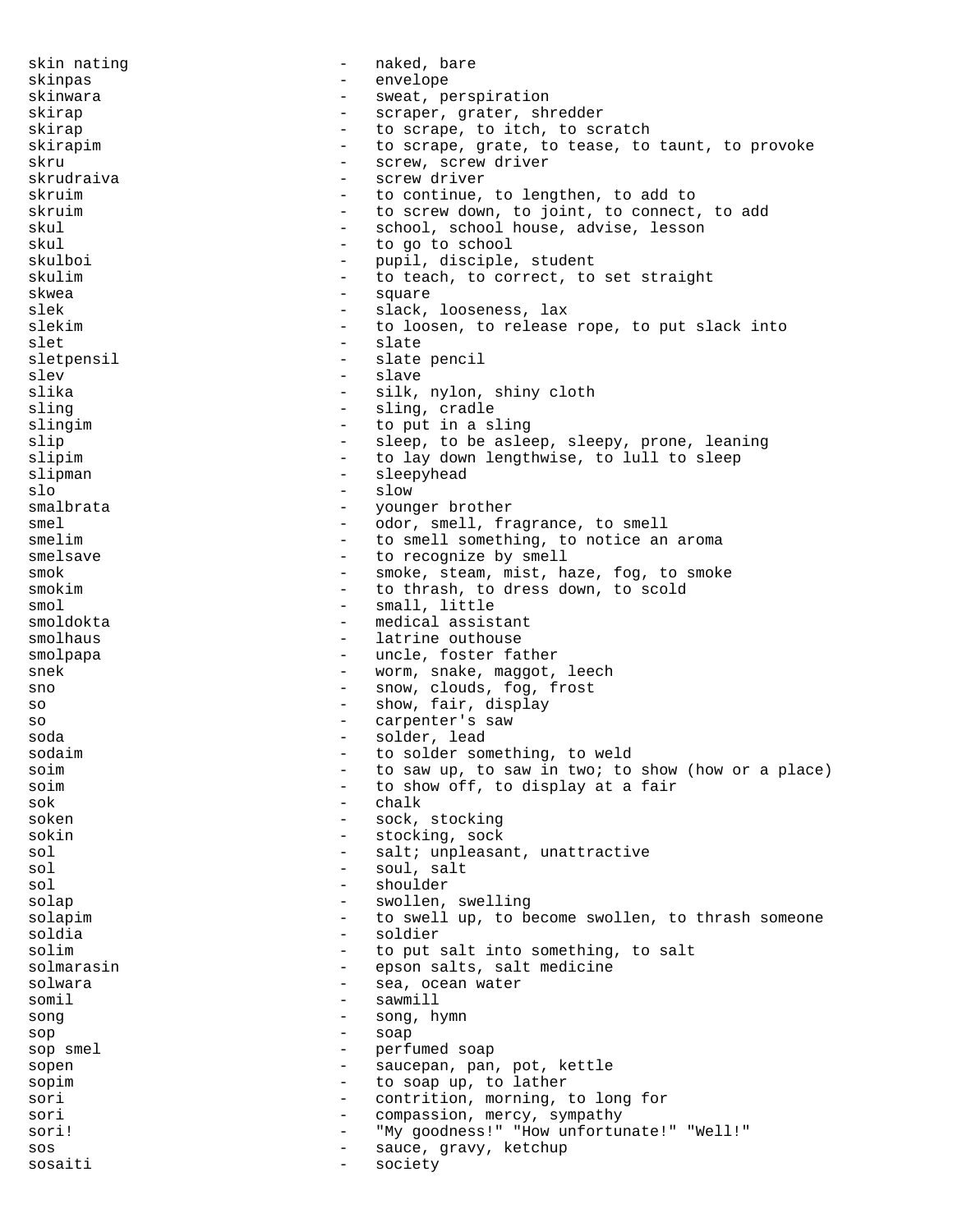skin nating - naked, bare
skinpas - envelope
skinwara - sweat, perspiration
skirap - scraper, grater, shredder
skirap - to scrape, to itch, to scratch
skirapim - to scrape, grate, to tease, to taunt, to provoke
skru - screw, screw driver
skrudraiva - screw driver
skruim - to continue, to lengthen, to add to
skruim - to screw down, to joint, to connect, to add
skul - school, school house, advise, lesson
skul - to go to school
skulboi - pupil, disciple, student
skulim - to teach, to correct, to set straight
skwea - square
slek - slack, looseness, lax
slekim - to loosen, to release rope, to put slack into
slet - slate
sletpensil - slate pencil
slev - slave
slika - silk, nylon, shiny cloth
sling - sling, cradle
slingim - to put in a sling
slip - sleep, to be asleep, sleepy, prone, leaning
slipim - to lay down lengthwise, to lull to sleep
slipman - sleepyhead
slo - slow
smalbrata - younger brother
smel - odor, smell, fragrance, to smell
smelim - to smell something, to notice an aroma
smelsave - to recognize by smell
smok - smoke, steam, mist, haze, fog, to smoke
smokim - to thrash, to dress down, to scold
smol - small, little
smoldokta - medical assistant
smolhaus - latrine outhouse
smolpapa - uncle, foster father
snek - worm, snake, maggot, leech
sno - snow, clouds, fog, frost
so - show, fair, display
so - carpenter's saw
soda - solder, lead
sodaim - to solder something, to weld
soim - to saw up, to saw in two; to show (how or a place)
soim - to show off, to display at a fair
sok - chalk
soken - sock, stocking
sokin - stocking, sock
sol - salt; unpleasant, unattractive
sol - soul, salt
sol - shoulder
solap - swollen, swelling
solapim - to swell up, to become swollen, to thrash someone
soldia - soldier
solim - to put salt into something, to salt
solmarasin - epson salts, salt medicine
solwara - sea, ocean water
somil - sawmill
song - song, hymn
sop - soap
sop smel - perfumed soap
sopen - saucepan, pan, pot, kettle
sopim - to soap up, to lather
sori - contrition, morning, to long for
sori - compassion, mercy, sympathy
sori! - "My goodness!" "How unfortunate!" "Well!"
sos - sauce, gravy, ketchup
sosaiti - society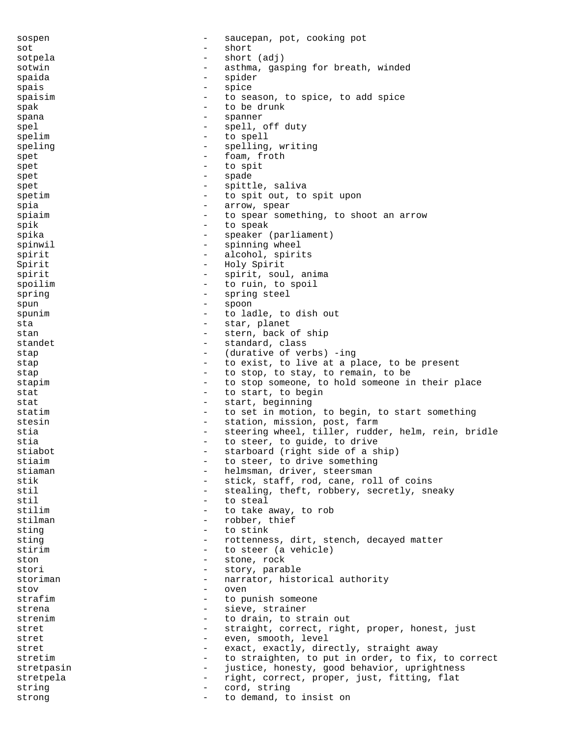```
sospen                       -   saucepan, pot, cooking pot
sot                          -   short
sotpela                      -   short (adj)
sotwin                       -   asthma, gasping for breath, winded
spaida                       -   spider
spais                        -   spice
spaisim                      -   to season, to spice, to add spice
spak                         -   to be drunk
spana                        -   spanner
spel                         -   spell, off duty
spelim                       -   to spell
speling                      -   spelling, writing
spet                         -   foam, froth
spet                         -   to spit
spet                         -   spade
spet                         -   spittle, saliva
spetim                       -   to spit out, to spit upon
spia                         -   arrow, spear
spiaim                       -   to spear something, to shoot an arrow
spik                         -   to speak
spika                        -   speaker (parliament)
spinwil                      -   spinning wheel
spirit                       -   alcohol, spirits
Spirit                       -   Holy Spirit
spirit                       -   spirit, soul, anima
spoilim                      -   to ruin, to spoil
spring                       -   spring steel
spun                         -   spoon
spunim                       -   to ladle, to dish out
sta                          -   star, planet
stan                         -   stern, back of ship
standet                      -   standard, class
stap                         -   (durative of verbs) -ing
stap                         -   to exist, to live at a place, to be present
stap                         -   to stop, to stay, to remain, to be
stapim                       -   to stop someone, to hold someone in their place
stat                         -   to start, to begin
stat                         -   start, beginning
statim                       -   to set in motion, to begin, to start something
stesin                       -   station, mission, post, farm
stia                         -   steering wheel, tiller, rudder, helm, rein, bridle
stia                         -   to steer, to guide, to drive
stiabot                      -   starboard (right side of a ship)
stiaim                       -   to steer, to drive something
stiaman                      -   helmsman, driver, steersman
stik                         -   stick, staff, rod, cane, roll of coins
stil                         -   stealing, theft, robbery, secretly, sneaky
stil                         -   to steal
stilim                       -   to take away, to rob
stilman                      -   robber, thief
sting                        -   to stink
sting                        -   rottenness, dirt, stench, decayed matter
stirim                       -   to steer (a vehicle)
ston                         -   stone, rock
stori                        -   story, parable
storiman                     -   narrator, historical authority
stov                         -   oven
strafim                      -   to punish someone
strena                       -   sieve, strainer
strenim                      -   to drain, to strain out
stret                        -   straight, correct, right, proper, honest, just
stret                        -   even, smooth, level
stret                        -   exact, exactly, directly, straight away
stretim                      -   to straighten, to put in order, to fix, to correct
stretpasin                   -   justice, honesty, good behavior, uprightness
stretpela                    -   right, correct, proper, just, fitting, flat
string                       -   cord, string
strong                       -   to demand, to insist on
```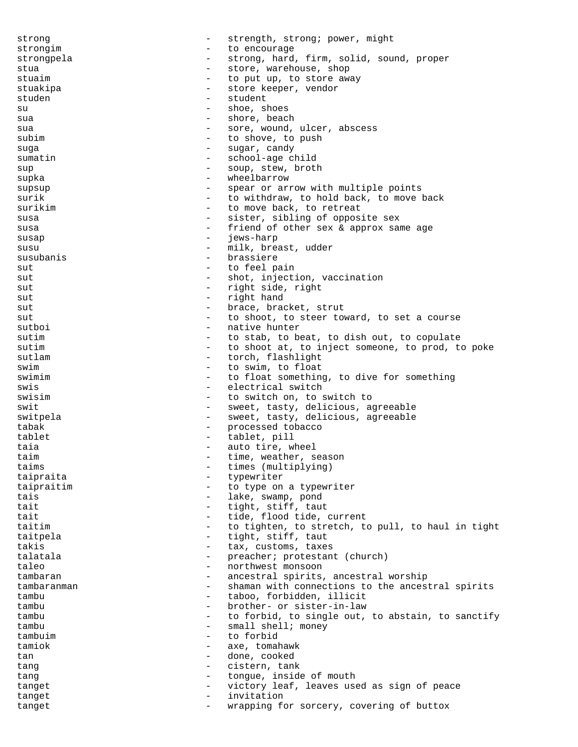strong - strength, strong; power, might
strongim - to encourage
strongpela - strong, hard, firm, solid, sound, proper
stua - store, warehouse, shop
stuaim - to put up, to store away
stuakipa - store keeper, vendor
studen - student
su - shoe, shoes
sua - shore, beach
sua - sore, wound, ulcer, abscess
subim - to shove, to push
suga - sugar, candy
sumatin - school-age child
sup - soup, stew, broth
supka - wheelbarrow
supsup - spear or arrow with multiple points
surik - to withdraw, to hold back, to move back
surikim - to move back, to retreat
susa - sister, sibling of opposite sex
susa - friend of other sex & approx same age
susap - jews-harp
susu - milk, breast, udder
susubanis - brassiere
sut - to feel pain
sut - shot, injection, vaccination
sut - right side, right
sut - right hand
sut - brace, bracket, strut
sut - to shoot, to steer toward, to set a course
sutboi - native hunter
sutim - to stab, to beat, to dish out, to copulate
sutim - to shoot at, to inject someone, to prod, to poke
sutlam - torch, flashlight
swim - to swim, to float
swimim - to float something, to dive for something
swis - electrical switch
swisim - to switch on, to switch to
swit - sweet, tasty, delicious, agreeable
switpela - sweet, tasty, delicious, agreeable
tabak - processed tobacco
tablet - tablet, pill
taia - auto tire, wheel
taim - time, weather, season
taims - times (multiplying)
taipraita - typewriter
taipraitim - to type on a typewriter
tais - lake, swamp, pond
tait - tight, stiff, taut
tait - tide, flood tide, current
taitim - to tighten, to stretch, to pull, to haul in tight
taitpela - tight, stiff, taut
takis - tax, customs, taxes
talatala - preacher; protestant (church)
taleo - northwest monsoon
tambaran - ancestral spirits, ancestral worship
tambaranman - shaman with connections to the ancestral spirits
tambu - taboo, forbidden, illicit
tambu - brother- or sister-in-law
tambu - to forbid, to single out, to abstain, to sanctify
tambu - small shell; money
tambuim - to forbid
tamiok - axe, tomahawk
tan - done, cooked
tang - cistern, tank
tang - tongue, inside of mouth
tanget - victory leaf, leaves used as sign of peace
tanget - invitation
tanget - wrapping for sorcery, covering of buttox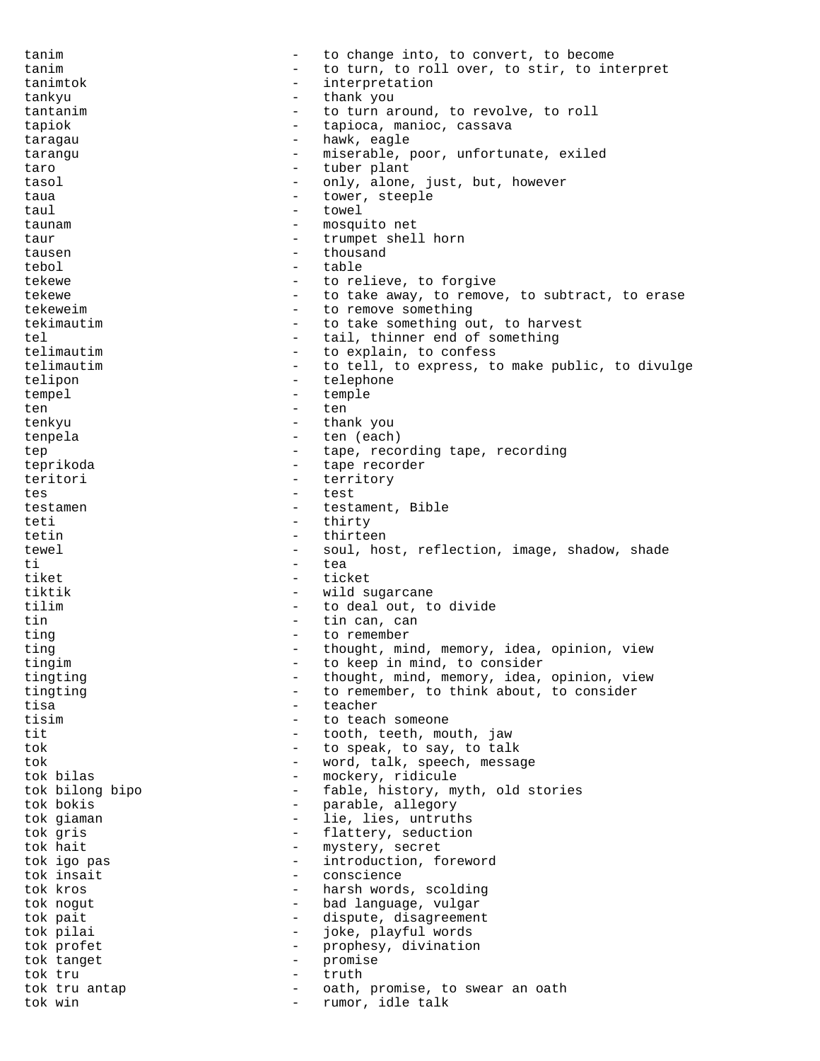tanim - to change into, to convert, to become
tanim - to turn, to roll over, to stir, to interpret
tanimtok - interpretation
tankyu - thank you
tantanim - to turn around, to revolve, to roll
tapiok - tapioca, manioc, cassava
taragau - hawk, eagle
tarangu - miserable, poor, unfortunate, exiled
taro - tuber plant
tasol - only, alone, just, but, however
taua - tower, steeple
taul - towel
taunam - mosquito net
taur - trumpet shell horn
tausen - thousand
tebol - table
tekewe - to relieve, to forgive
tekewe - to take away, to remove, to subtract, to erase
tekeweim - to remove something
tekimautim - to take something out, to harvest
tel - tail, thinner end of something
telimautim - to explain, to confess
telimautim - to tell, to express, to make public, to divulge
telipon - telephone
tempel - temple
ten - ten
tenkyu - thank you
tenpela - ten (each)
tep - tape, recording tape, recording
teprikoda - tape recorder
teritori - territory
tes - test
testamen - testament, Bible
teti - thirty
tetin - thirteen
tewel - soul, host, reflection, image, shadow, shade
ti - tea
tiket - ticket
tiktik - wild sugarcane
tilim - to deal out, to divide
tin - tin can, can
ting - to remember
ting - thought, mind, memory, idea, opinion, view
tingim - to keep in mind, to consider
tingting - thought, mind, memory, idea, opinion, view
tingting - to remember, to think about, to consider
tisa - teacher
tisim - to teach someone
tit - tooth, teeth, mouth, jaw
tok - to speak, to say, to talk
tok - word, talk, speech, message
tok bilas - mockery, ridicule
tok bilong bipo - fable, history, myth, old stories
tok bokis - parable, allegory
tok giaman - lie, lies, untruths
tok gris - flattery, seduction
tok hait - mystery, secret
tok igo pas - introduction, foreword
tok insait - conscience
tok kros - harsh words, scolding
tok nogut - bad language, vulgar
tok pait - dispute, disagreement
tok pilai - joke, playful words
tok profet - prophesy, divination
tok tanget - promise
tok tru - truth
tok tru antap - oath, promise, to swear an oath
tok win - rumor, idle talk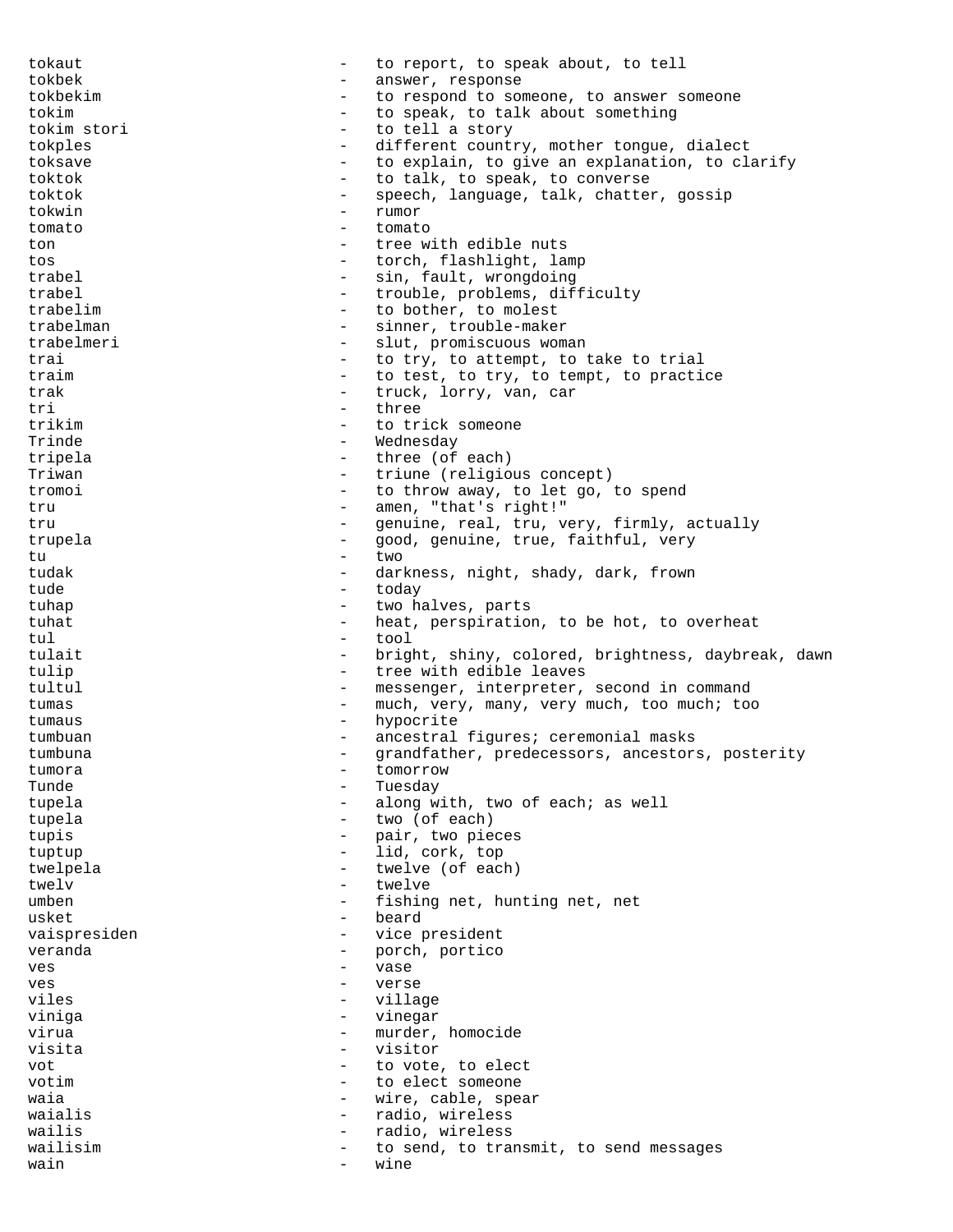tokaut - to report, to speak about, to tell
tokbek - answer, response
tokbekim - to respond to someone, to answer someone
tokim - to speak, to talk about something
tokim stori - to tell a story
tokples - different country, mother tongue, dialect
toksave - to explain, to give an explanation, to clarify
toktok - to talk, to speak, to converse
toktok - speech, language, talk, chatter, gossip
tokwin - rumor
tomato - tomato
ton - tree with edible nuts
tos - torch, flashlight, lamp
trabel - sin, fault, wrongdoing
trabel - trouble, problems, difficulty
trabelim - to bother, to molest
trabelman - sinner, trouble-maker
trabelmeri - slut, promiscuous woman
trai - to try, to attempt, to take to trial
traim - to test, to try, to tempt, to practice
trak - truck, lorry, van, car
tri - three
trikim - to trick someone
Trinde - Wednesday
tripela - three (of each)
Triwan - triune (religious concept)
tromoi - to throw away, to let go, to spend
tru - amen, "that's right!"
tru - genuine, real, tru, very, firmly, actually
trupela - good, genuine, true, faithful, very
tu - two
tudak - darkness, night, shady, dark, frown
tude - today
tuhap - two halves, parts
tuhat - heat, perspiration, to be hot, to overheat
tul - tool
tulait - bright, shiny, colored, brightness, daybreak, dawn
tulip - tree with edible leaves
tultul - messenger, interpreter, second in command
tumas - much, very, many, very much, too much; too
tumaus - hypocrite
tumbuan - ancestral figures; ceremonial masks
tumbuna - grandfather, predecessors, ancestors, posterity
tumora - tomorrow
Tunde - Tuesday
tupela - along with, two of each; as well
tupela - two (of each)
tupis - pair, two pieces
tuptup - lid, cork, top
twelpela - twelve (of each)
twelv - twelve
umben - fishing net, hunting net, net
usket - beard
vaispresiden - vice president
veranda - porch, portico
ves - vase
ves - verse
viles - village
viniga - vinegar
virua - murder, homocide
visita - visitor
vot - to vote, to elect
votim - to elect someone
waia - wire, cable, spear
waialis - radio, wireless
wailis - radio, wireless
wailisim - to send, to transmit, to send messages
wain - wine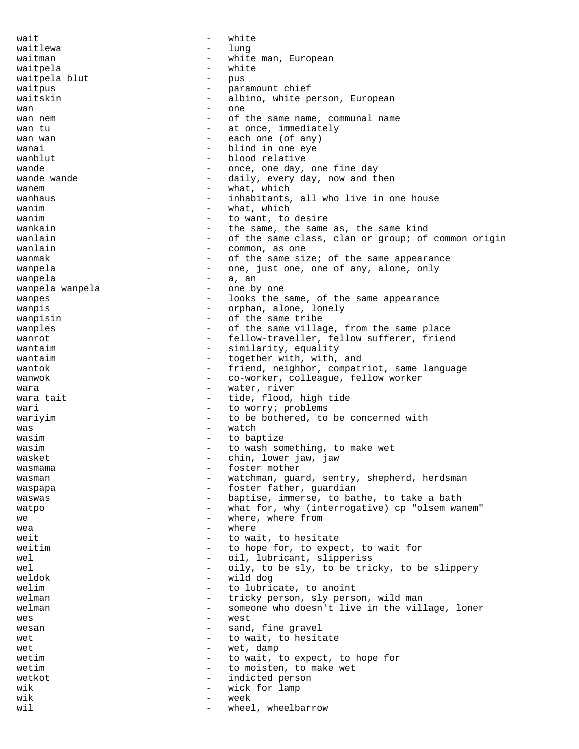wait - white
waitlewa - lung
waitman - white man, European
waitpela - white
waitpela blut - pus
waitpus - paramount chief
waitskin - albino, white person, European
wan - one
wan nem - of the same name, communal name
wan tu - at once, immediately
wan wan - each one (of any)
wanai - blind in one eye
wanblut - blood relative
wande - once, one day, one fine day
wande wande - daily, every day, now and then
wanem - what, which
wanhaus - inhabitants, all who live in one house
wanim - what, which
wanim - to want, to desire
wankain - the same, the same as, the same kind
wanlain - of the same class, clan or group; of common origin
wanlain - common, as one
wanmak - of the same size; of the same appearance
wanpela - one, just one, one of any, alone, only
wanpela - a, an
wanpela wanpela - one by one
wanpes - looks the same, of the same appearance
wanpis - orphan, alone, lonely
wanpisin - of the same tribe
wanples - of the same village, from the same place
wanrot - fellow-traveller, fellow sufferer, friend
wantaim - similarity, equality
wantaim - together with, with, and
wantok - friend, neighbor, compatriot, same language
wanwok - co-worker, colleague, fellow worker
wara - water, river
wara tait - tide, flood, high tide
wari - to worry; problems
wariyim - to be bothered, to be concerned with
was - watch
wasim - to baptize
wasim - to wash something, to make wet
wasket - chin, lower jaw, jaw
wasmama - foster mother
wasman - watchman, guard, sentry, shepherd, herdsman
waspapa - foster father, guardian
waswas - baptise, immerse, to bathe, to take a bath
watpo - what for, why (interrogative) cp "olsem wanem"
we - where, where from
wea - where
weit - to wait, to hesitate
weitim - to hope for, to expect, to wait for
wel - oil, lubricant, slipperiss
wel - oily, to be sly, to be tricky, to be slippery
weldok - wild dog
welim - to lubricate, to anoint
welman - tricky person, sly person, wild man
welman - someone who doesn't live in the village, loner
wes - west
wesan - sand, fine gravel
wet - to wait, to hesitate
wet - wet, damp
wetim - to wait, to expect, to hope for
wetim - to moisten, to make wet
wetkot - indicted person
wik - wick for lamp
wik - week
wil - wheel, wheelbarrow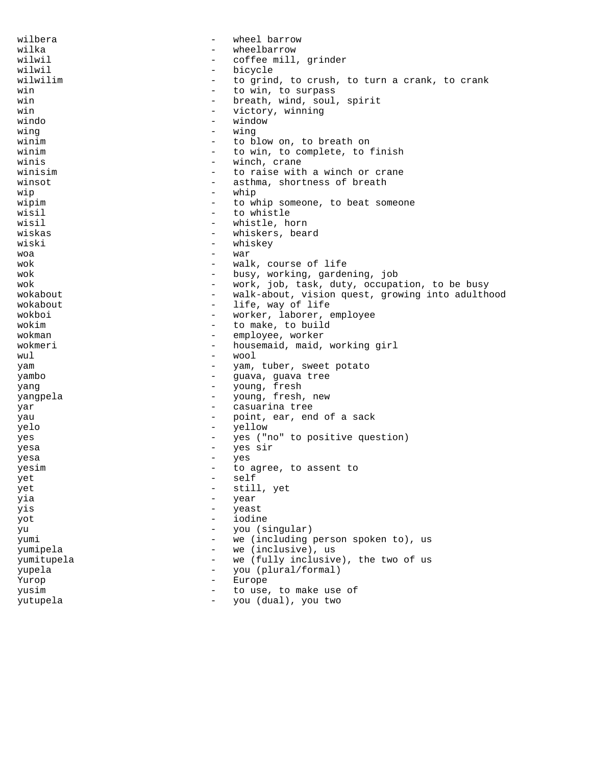wilbera - wheel barrow
wilka - wheelbarrow
wilwil - coffee mill, grinder
wilwil - bicycle
wilwilim - to grind, to crush, to turn a crank, to crank
win - to win, to surpass
win - breath, wind, soul, spirit
win - victory, winning
windo - window
wing - wing
winim - to blow on, to breath on
winim - to win, to complete, to finish
winis - winch, crane
winisim - to raise with a winch or crane
winsot - asthma, shortness of breath
wip - whip
wipim - to whip someone, to beat someone
wisil - to whistle
wisil - whistle, horn
wiskas - whiskers, beard
wiski - whiskey
woa - war
wok - walk, course of life
wok - busy, working, gardening, job
wok - work, job, task, duty, occupation, to be busy
wokabout - walk-about, vision quest, growing into adulthood
wokabout - life, way of life
wokboi - worker, laborer, employee
wokim - to make, to build
wokman - employee, worker
wokmeri - housemaid, maid, working girl
wul - wool
yam - yam, tuber, sweet potato
yambo - guava, guava tree
yang - young, fresh
yangpela - young, fresh, new
yar - casuarina tree
yau - point, ear, end of a sack
yelo - yellow
yes - yes ("no" to positive question)
yesa - yes sir
yesa - yes
yesim - to agree, to assent to
yet - self
yet - still, yet
yia - year
yis - yeast
yot - iodine
yu - you (singular)
yumi - we (including person spoken to), us
yumipela - we (inclusive), us
yumitupela - we (fully inclusive), the two of us
yupela - you (plural/formal)
Yurop - Europe
yusim - to use, to make use of
yutupela - you (dual), you two